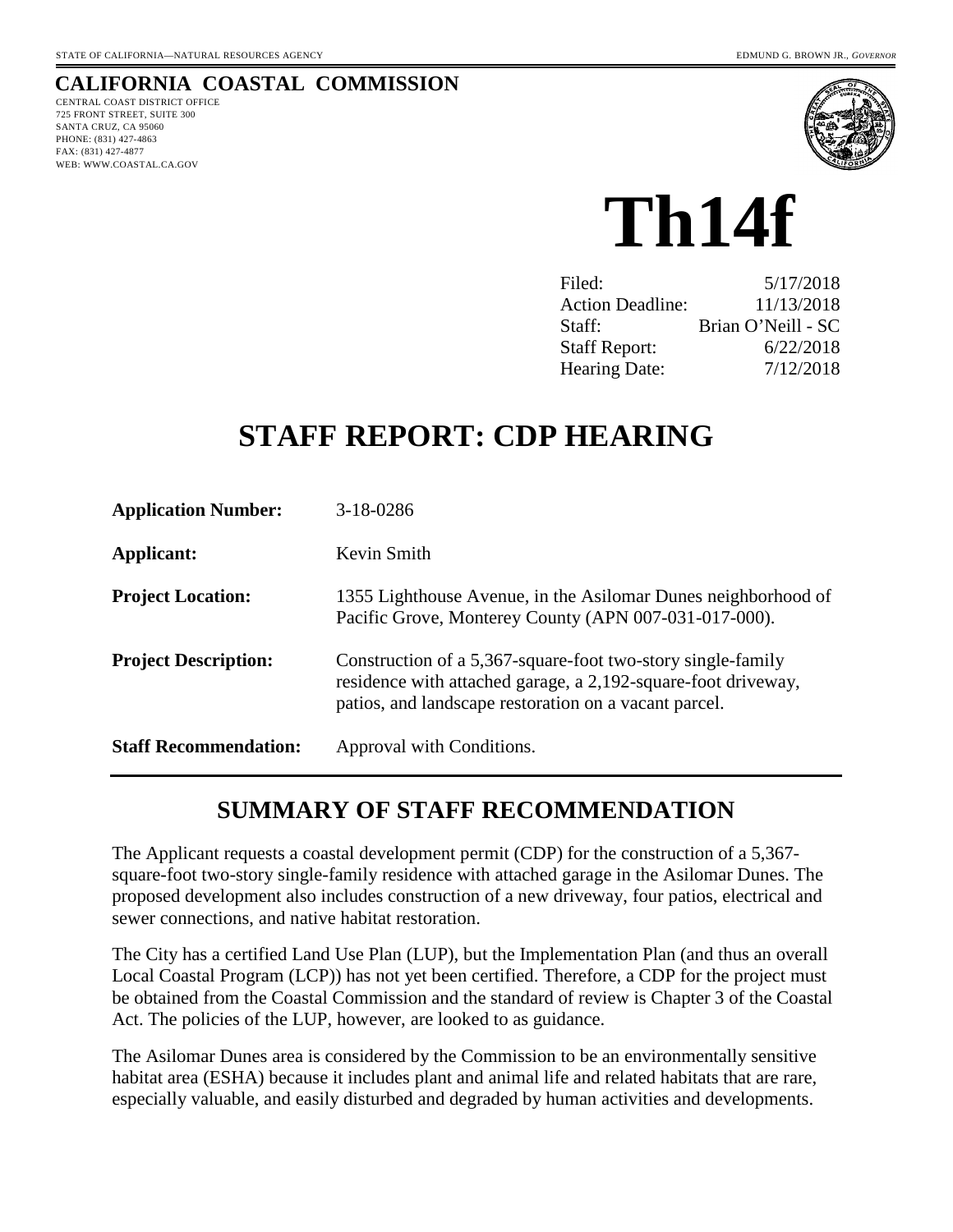STATE OF CALIFORNIA—NATURAL RESOURCES AGENCY EDMUND G. BROWN JR., *GOVERNOR*

# CALIFORNIA COASTAL COMMISSION

CENTRAL COAST DISTRICT OFFICE
725 FRONT STREET, SUITE 300
SANTA CRUZ, CA 95060
PHONE: (831) 427-4863
FAX: (831) 427-4877
WEB: WWW.COASTAL.CA.GOV

# Th14f

| | |
|---|---|
| Filed: | 5/17/2018 |
| Action Deadline: | 11/13/2018 |
| Staff: | Brian O'Neill - SC |
| Staff Report: | 6/22/2018 |
| Hearing Date: | 7/12/2018 |

# STAFF REPORT: CDP HEARING

| | |
|---|---|
| **Application Number:** | 3-18-0286 |
| **Applicant:** | Kevin Smith |
| **Project Location:** | 1355 Lighthouse Avenue, in the Asilomar Dunes neighborhood of Pacific Grove, Monterey County (APN 007-031-017-000). |
| **Project Description:** | Construction of a 5,367-square-foot two-story single-family residence with attached garage, a 2,192-square-foot driveway, patios, and landscape restoration on a vacant parcel. |
| **Staff Recommendation:** | Approval with Conditions. |

## SUMMARY OF STAFF RECOMMENDATION

The Applicant requests a coastal development permit (CDP) for the construction of a 5,367-square-foot two-story single-family residence with attached garage in the Asilomar Dunes. The proposed development also includes construction of a new driveway, four patios, electrical and sewer connections, and native habitat restoration.

The City has a certified Land Use Plan (LUP), but the Implementation Plan (and thus an overall Local Coastal Program (LCP)) has not yet been certified. Therefore, a CDP for the project must be obtained from the Coastal Commission and the standard of review is Chapter 3 of the Coastal Act. The policies of the LUP, however, are looked to as guidance.

The Asilomar Dunes area is considered by the Commission to be an environmentally sensitive habitat area (ESHA) because it includes plant and animal life and related habitats that are rare, especially valuable, and easily disturbed and degraded by human activities and developments.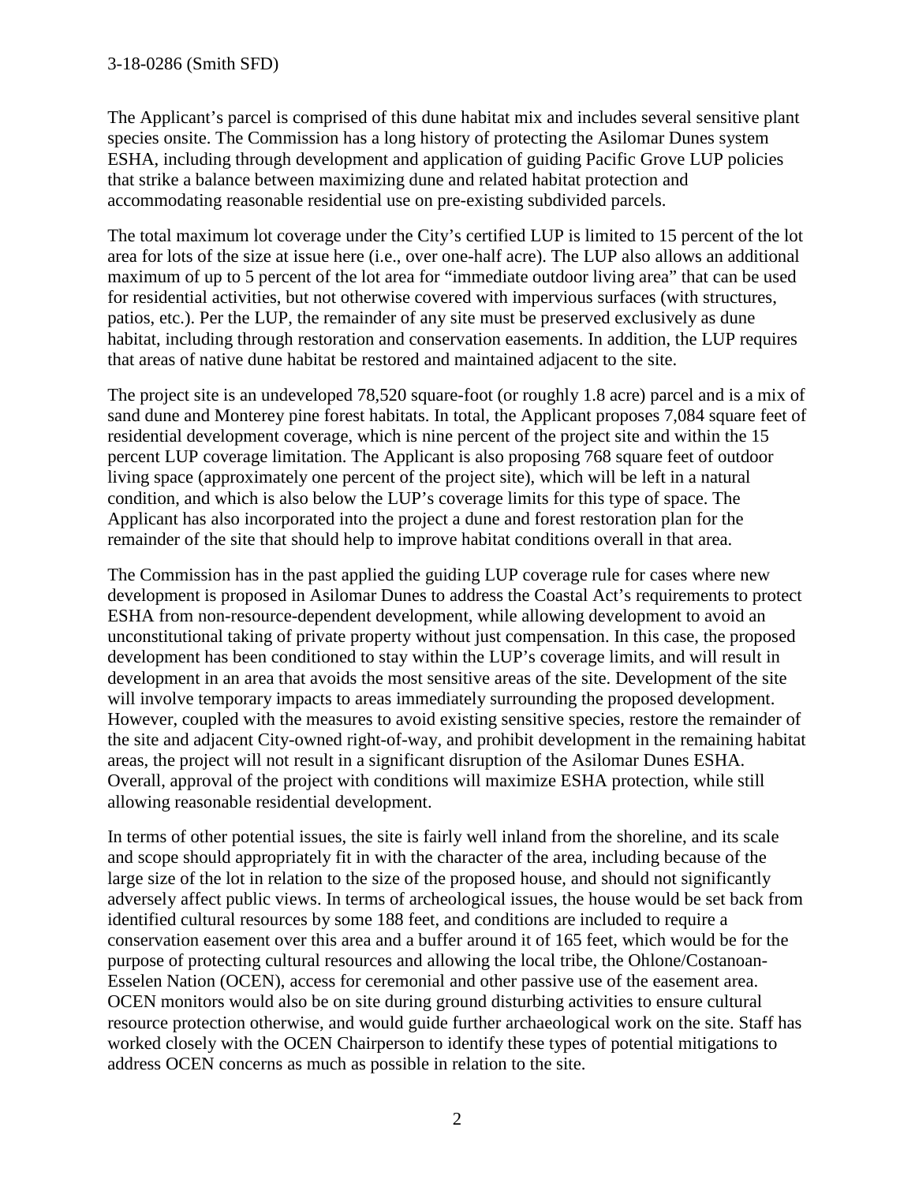The Applicant's parcel is comprised of this dune habitat mix and includes several sensitive plant species onsite. The Commission has a long history of protecting the Asilomar Dunes system ESHA, including through development and application of guiding Pacific Grove LUP policies that strike a balance between maximizing dune and related habitat protection and accommodating reasonable residential use on pre-existing subdivided parcels.

The total maximum lot coverage under the City's certified LUP is limited to 15 percent of the lot area for lots of the size at issue here (i.e., over one-half acre). The LUP also allows an additional maximum of up to 5 percent of the lot area for "immediate outdoor living area" that can be used for residential activities, but not otherwise covered with impervious surfaces (with structures, patios, etc.). Per the LUP, the remainder of any site must be preserved exclusively as dune habitat, including through restoration and conservation easements. In addition, the LUP requires that areas of native dune habitat be restored and maintained adjacent to the site.

The project site is an undeveloped 78,520 square-foot (or roughly 1.8 acre) parcel and is a mix of sand dune and Monterey pine forest habitats. In total, the Applicant proposes 7,084 square feet of residential development coverage, which is nine percent of the project site and within the 15 percent LUP coverage limitation. The Applicant is also proposing 768 square feet of outdoor living space (approximately one percent of the project site), which will be left in a natural condition, and which is also below the LUP's coverage limits for this type of space. The Applicant has also incorporated into the project a dune and forest restoration plan for the remainder of the site that should help to improve habitat conditions overall in that area.

The Commission has in the past applied the guiding LUP coverage rule for cases where new development is proposed in Asilomar Dunes to address the Coastal Act's requirements to protect ESHA from non-resource-dependent development, while allowing development to avoid an unconstitutional taking of private property without just compensation. In this case, the proposed development has been conditioned to stay within the LUP's coverage limits, and will result in development in an area that avoids the most sensitive areas of the site. Development of the site will involve temporary impacts to areas immediately surrounding the proposed development. However, coupled with the measures to avoid existing sensitive species, restore the remainder of the site and adjacent City-owned right-of-way, and prohibit development in the remaining habitat areas, the project will not result in a significant disruption of the Asilomar Dunes ESHA. Overall, approval of the project with conditions will maximize ESHA protection, while still allowing reasonable residential development.

In terms of other potential issues, the site is fairly well inland from the shoreline, and its scale and scope should appropriately fit in with the character of the area, including because of the large size of the lot in relation to the size of the proposed house, and should not significantly adversely affect public views. In terms of archeological issues, the house would be set back from identified cultural resources by some 188 feet, and conditions are included to require a conservation easement over this area and a buffer around it of 165 feet, which would be for the purpose of protecting cultural resources and allowing the local tribe, the Ohlone/Costanoan-Esselen Nation (OCEN), access for ceremonial and other passive use of the easement area. OCEN monitors would also be on site during ground disturbing activities to ensure cultural resource protection otherwise, and would guide further archaeological work on the site. Staff has worked closely with the OCEN Chairperson to identify these types of potential mitigations to address OCEN concerns as much as possible in relation to the site.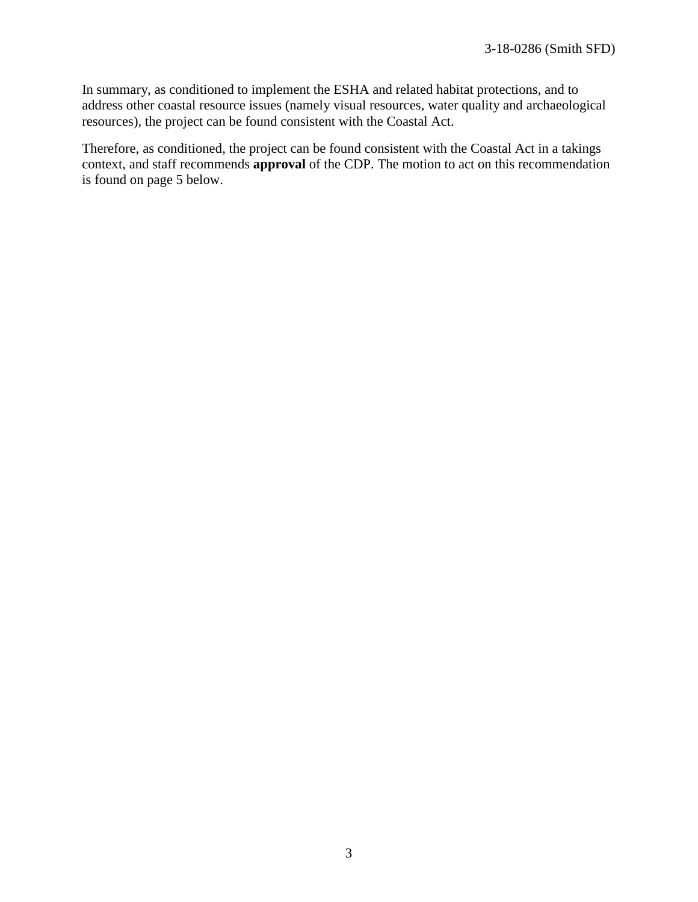In summary, as conditioned to implement the ESHA and related habitat protections, and to address other coastal resource issues (namely visual resources, water quality and archaeological resources), the project can be found consistent with the Coastal Act.

Therefore, as conditioned, the project can be found consistent with the Coastal Act in a takings context, and staff recommends **approval** of the CDP. The motion to act on this recommendation is found on page 5 below.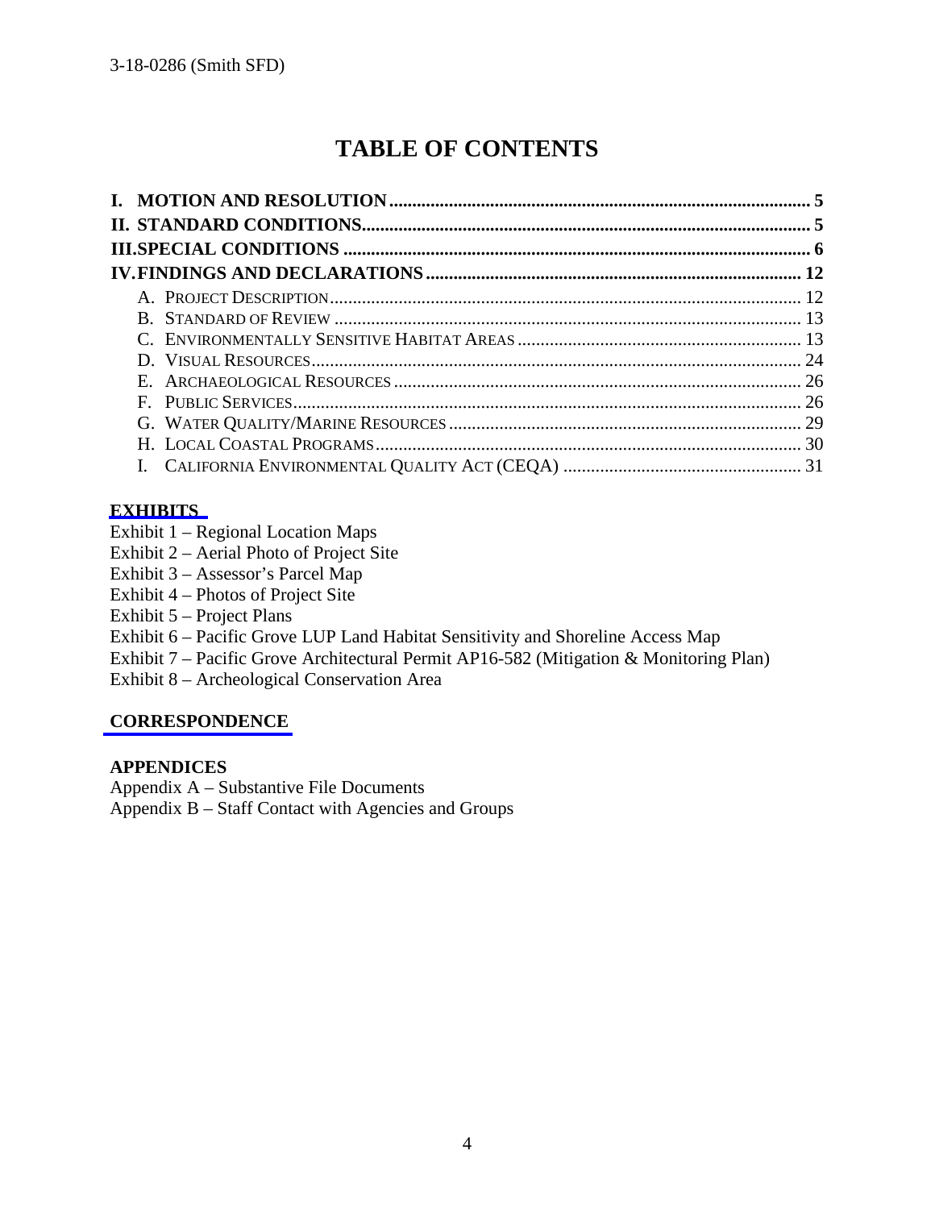# TABLE OF CONTENTS

**I. MOTION AND RESOLUTION** .......... **5**

**II. STANDARD CONDITIONS** .......... **5**

**III. SPECIAL CONDITIONS** .......... **6**

**IV. FINDINGS AND DECLARATIONS** .......... **12**

- A. PROJECT DESCRIPTION .......... 12
- B. STANDARD OF REVIEW .......... 13
- C. ENVIRONMENTALLY SENSITIVE HABITAT AREAS .......... 13
- D. VISUAL RESOURCES .......... 24
- E. ARCHAEOLOGICAL RESOURCES .......... 26
- F. PUBLIC SERVICES .......... 26
- G. WATER QUALITY/MARINE RESOURCES .......... 29
- H. LOCAL COASTAL PROGRAMS .......... 30
- I. CALIFORNIA ENVIRONMENTAL QUALITY ACT (CEQA) .......... 31

**EXHIBITS**

Exhibit 1 – Regional Location Maps
Exhibit 2 – Aerial Photo of Project Site
Exhibit 3 – Assessor's Parcel Map
Exhibit 4 – Photos of Project Site
Exhibit 5 – Project Plans
Exhibit 6 – Pacific Grove LUP Land Habitat Sensitivity and Shoreline Access Map
Exhibit 7 – Pacific Grove Architectural Permit AP16-582 (Mitigation & Monitoring Plan)
Exhibit 8 – Archeological Conservation Area

**CORRESPONDENCE**

**APPENDICES**

Appendix A – Substantive File Documents
Appendix B – Staff Contact with Agencies and Groups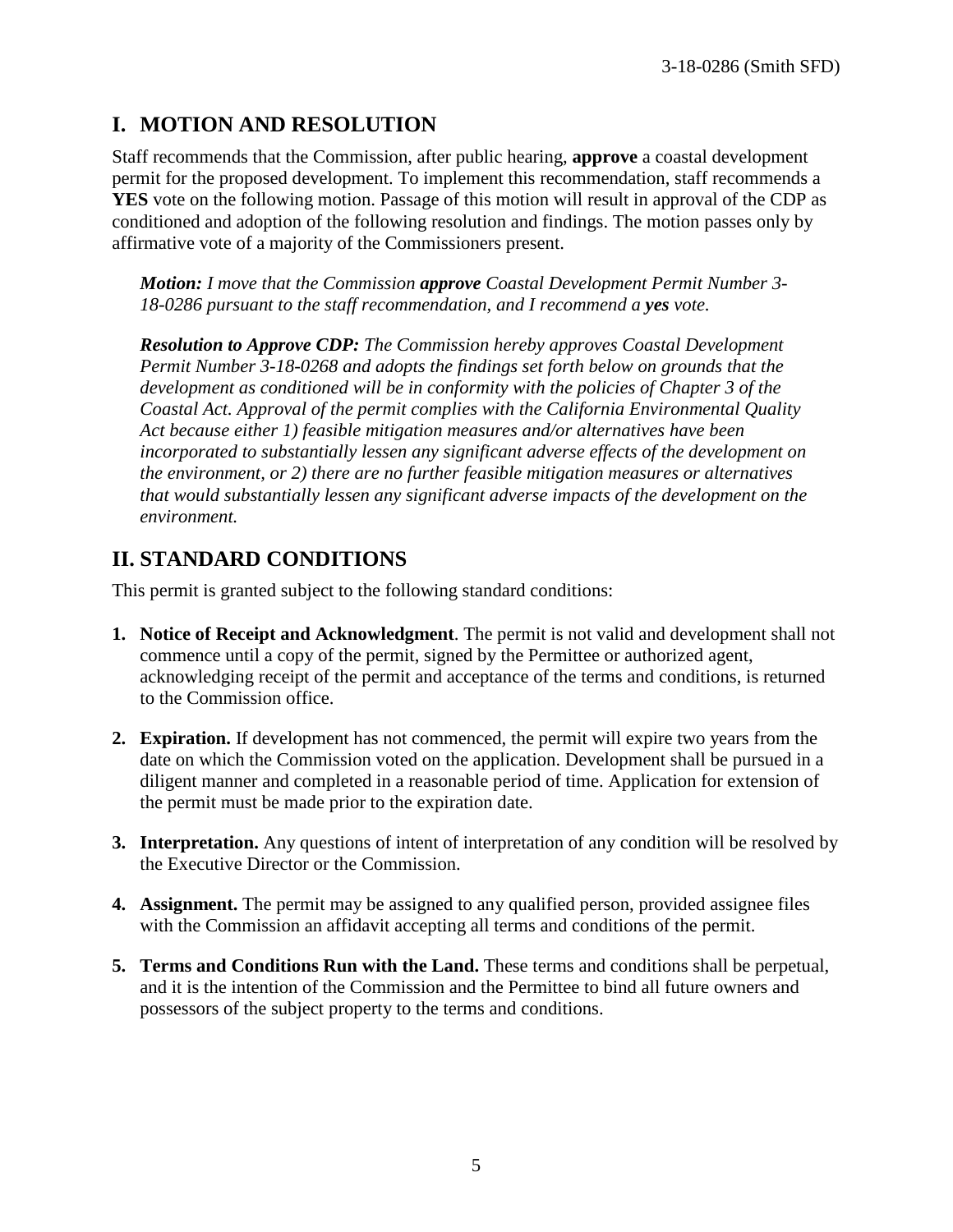## I. MOTION AND RESOLUTION

Staff recommends that the Commission, after public hearing, **approve** a coastal development permit for the proposed development. To implement this recommendation, staff recommends a **YES** vote on the following motion. Passage of this motion will result in approval of the CDP as conditioned and adoption of the following resolution and findings. The motion passes only by affirmative vote of a majority of the Commissioners present.

> ***Motion:*** *I move that the Commission* ***approve*** *Coastal Development Permit Number 3-18-0286 pursuant to the staff recommendation, and I recommend a* ***yes*** *vote.*
>
> ***Resolution to Approve CDP:*** *The Commission hereby approves Coastal Development Permit Number 3-18-0268 and adopts the findings set forth below on grounds that the development as conditioned will be in conformity with the policies of Chapter 3 of the Coastal Act. Approval of the permit complies with the California Environmental Quality Act because either 1) feasible mitigation measures and/or alternatives have been incorporated to substantially lessen any significant adverse effects of the development on the environment, or 2) there are no further feasible mitigation measures or alternatives that would substantially lessen any significant adverse impacts of the development on the environment.*

## II. STANDARD CONDITIONS

This permit is granted subject to the following standard conditions:

1. **Notice of Receipt and Acknowledgment**. The permit is not valid and development shall not commence until a copy of the permit, signed by the Permittee or authorized agent, acknowledging receipt of the permit and acceptance of the terms and conditions, is returned to the Commission office.

2. **Expiration.** If development has not commenced, the permit will expire two years from the date on which the Commission voted on the application. Development shall be pursued in a diligent manner and completed in a reasonable period of time. Application for extension of the permit must be made prior to the expiration date.

3. **Interpretation.** Any questions of intent of interpretation of any condition will be resolved by the Executive Director or the Commission.

4. **Assignment.** The permit may be assigned to any qualified person, provided assignee files with the Commission an affidavit accepting all terms and conditions of the permit.

5. **Terms and Conditions Run with the Land.** These terms and conditions shall be perpetual, and it is the intention of the Commission and the Permittee to bind all future owners and possessors of the subject property to the terms and conditions.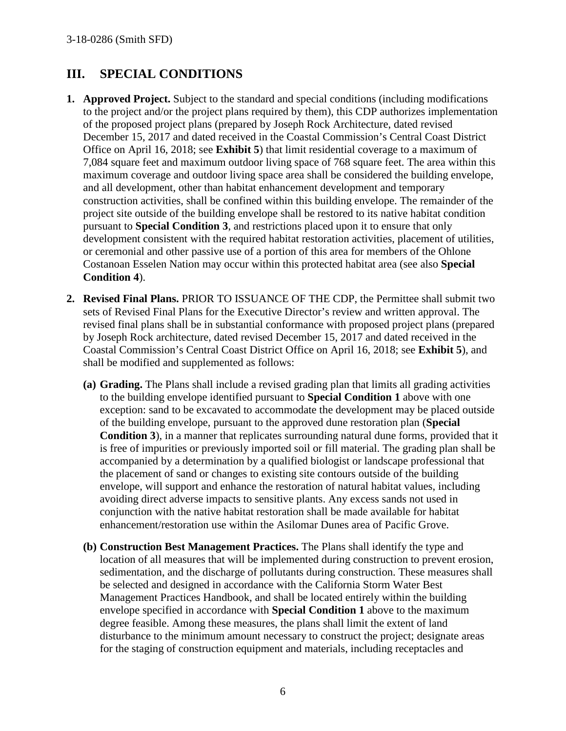## III. SPECIAL CONDITIONS

1. **Approved Project.** Subject to the standard and special conditions (including modifications to the project and/or the project plans required by them), this CDP authorizes implementation of the proposed project plans (prepared by Joseph Rock Architecture, dated revised December 15, 2017 and dated received in the Coastal Commission's Central Coast District Office on April 16, 2018; see **Exhibit 5**) that limit residential coverage to a maximum of 7,084 square feet and maximum outdoor living space of 768 square feet. The area within this maximum coverage and outdoor living space area shall be considered the building envelope, and all development, other than habitat enhancement development and temporary construction activities, shall be confined within this building envelope. The remainder of the project site outside of the building envelope shall be restored to its native habitat condition pursuant to **Special Condition 3**, and restrictions placed upon it to ensure that only development consistent with the required habitat restoration activities, placement of utilities, or ceremonial and other passive use of a portion of this area for members of the Ohlone Costanoan Esselen Nation may occur within this protected habitat area (see also **Special Condition 4**).

2. **Revised Final Plans.** PRIOR TO ISSUANCE OF THE CDP, the Permittee shall submit two sets of Revised Final Plans for the Executive Director's review and written approval. The revised final plans shall be in substantial conformance with proposed project plans (prepared by Joseph Rock architecture, dated revised December 15, 2017 and dated received in the Coastal Commission's Central Coast District Office on April 16, 2018; see **Exhibit 5**), and shall be modified and supplemented as follows:

   **(a) Grading.** The Plans shall include a revised grading plan that limits all grading activities to the building envelope identified pursuant to **Special Condition 1** above with one exception: sand to be excavated to accommodate the development may be placed outside of the building envelope, pursuant to the approved dune restoration plan (**Special Condition 3**), in a manner that replicates surrounding natural dune forms, provided that it is free of impurities or previously imported soil or fill material. The grading plan shall be accompanied by a determination by a qualified biologist or landscape professional that the placement of sand or changes to existing site contours outside of the building envelope, will support and enhance the restoration of natural habitat values, including avoiding direct adverse impacts to sensitive plants. Any excess sands not used in conjunction with the native habitat restoration shall be made available for habitat enhancement/restoration use within the Asilomar Dunes area of Pacific Grove.

   **(b) Construction Best Management Practices.** The Plans shall identify the type and location of all measures that will be implemented during construction to prevent erosion, sedimentation, and the discharge of pollutants during construction. These measures shall be selected and designed in accordance with the California Storm Water Best Management Practices Handbook, and shall be located entirely within the building envelope specified in accordance with **Special Condition 1** above to the maximum degree feasible. Among these measures, the plans shall limit the extent of land disturbance to the minimum amount necessary to construct the project; designate areas for the staging of construction equipment and materials, including receptacles and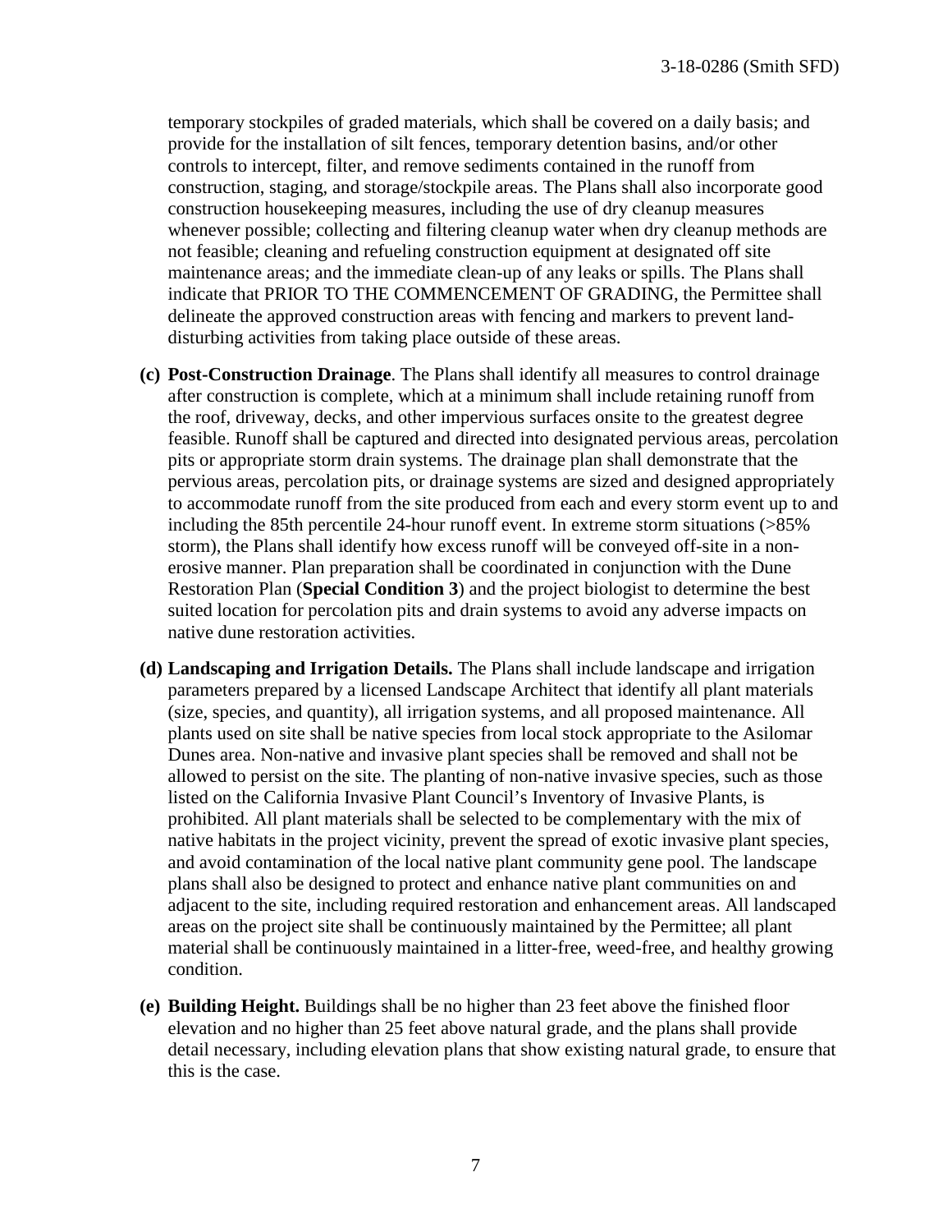temporary stockpiles of graded materials, which shall be covered on a daily basis; and provide for the installation of silt fences, temporary detention basins, and/or other controls to intercept, filter, and remove sediments contained in the runoff from construction, staging, and storage/stockpile areas. The Plans shall also incorporate good construction housekeeping measures, including the use of dry cleanup measures whenever possible; collecting and filtering cleanup water when dry cleanup methods are not feasible; cleaning and refueling construction equipment at designated off site maintenance areas; and the immediate clean-up of any leaks or spills. The Plans shall indicate that PRIOR TO THE COMMENCEMENT OF GRADING, the Permittee shall delineate the approved construction areas with fencing and markers to prevent land-disturbing activities from taking place outside of these areas.

**(c) Post-Construction Drainage**. The Plans shall identify all measures to control drainage after construction is complete, which at a minimum shall include retaining runoff from the roof, driveway, decks, and other impervious surfaces onsite to the greatest degree feasible. Runoff shall be captured and directed into designated pervious areas, percolation pits or appropriate storm drain systems. The drainage plan shall demonstrate that the pervious areas, percolation pits, or drainage systems are sized and designed appropriately to accommodate runoff from the site produced from each and every storm event up to and including the 85th percentile 24-hour runoff event. In extreme storm situations (>85% storm), the Plans shall identify how excess runoff will be conveyed off-site in a non-erosive manner. Plan preparation shall be coordinated in conjunction with the Dune Restoration Plan (**Special Condition 3**) and the project biologist to determine the best suited location for percolation pits and drain systems to avoid any adverse impacts on native dune restoration activities.

**(d) Landscaping and Irrigation Details.** The Plans shall include landscape and irrigation parameters prepared by a licensed Landscape Architect that identify all plant materials (size, species, and quantity), all irrigation systems, and all proposed maintenance. All plants used on site shall be native species from local stock appropriate to the Asilomar Dunes area. Non-native and invasive plant species shall be removed and shall not be allowed to persist on the site. The planting of non-native invasive species, such as those listed on the California Invasive Plant Council's Inventory of Invasive Plants, is prohibited. All plant materials shall be selected to be complementary with the mix of native habitats in the project vicinity, prevent the spread of exotic invasive plant species, and avoid contamination of the local native plant community gene pool. The landscape plans shall also be designed to protect and enhance native plant communities on and adjacent to the site, including required restoration and enhancement areas. All landscaped areas on the project site shall be continuously maintained by the Permittee; all plant material shall be continuously maintained in a litter-free, weed-free, and healthy growing condition.

**(e) Building Height.** Buildings shall be no higher than 23 feet above the finished floor elevation and no higher than 25 feet above natural grade, and the plans shall provide detail necessary, including elevation plans that show existing natural grade, to ensure that this is the case.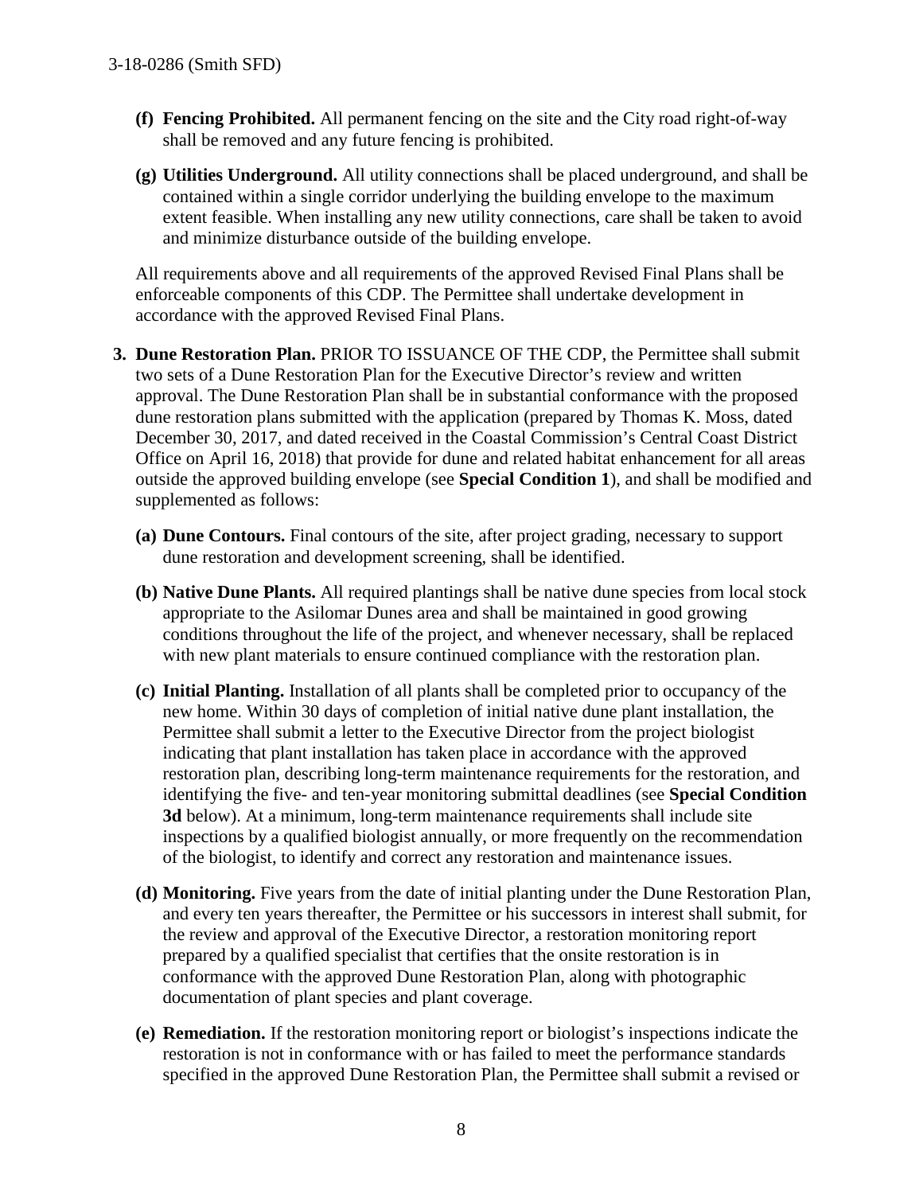- **(f) Fencing Prohibited.** All permanent fencing on the site and the City road right-of-way shall be removed and any future fencing is prohibited.
- **(g) Utilities Underground.** All utility connections shall be placed underground, and shall be contained within a single corridor underlying the building envelope to the maximum extent feasible. When installing any new utility connections, care shall be taken to avoid and minimize disturbance outside of the building envelope.

All requirements above and all requirements of the approved Revised Final Plans shall be enforceable components of this CDP. The Permittee shall undertake development in accordance with the approved Revised Final Plans.

**3. Dune Restoration Plan.** PRIOR TO ISSUANCE OF THE CDP, the Permittee shall submit two sets of a Dune Restoration Plan for the Executive Director's review and written approval. The Dune Restoration Plan shall be in substantial conformance with the proposed dune restoration plans submitted with the application (prepared by Thomas K. Moss, dated December 30, 2017, and dated received in the Coastal Commission's Central Coast District Office on April 16, 2018) that provide for dune and related habitat enhancement for all areas outside the approved building envelope (see **Special Condition 1**), and shall be modified and supplemented as follows:

- **(a) Dune Contours.** Final contours of the site, after project grading, necessary to support dune restoration and development screening, shall be identified.
- **(b) Native Dune Plants.** All required plantings shall be native dune species from local stock appropriate to the Asilomar Dunes area and shall be maintained in good growing conditions throughout the life of the project, and whenever necessary, shall be replaced with new plant materials to ensure continued compliance with the restoration plan.
- **(c) Initial Planting.** Installation of all plants shall be completed prior to occupancy of the new home. Within 30 days of completion of initial native dune plant installation, the Permittee shall submit a letter to the Executive Director from the project biologist indicating that plant installation has taken place in accordance with the approved restoration plan, describing long-term maintenance requirements for the restoration, and identifying the five- and ten-year monitoring submittal deadlines (see **Special Condition 3d** below). At a minimum, long-term maintenance requirements shall include site inspections by a qualified biologist annually, or more frequently on the recommendation of the biologist, to identify and correct any restoration and maintenance issues.
- **(d) Monitoring.** Five years from the date of initial planting under the Dune Restoration Plan, and every ten years thereafter, the Permittee or his successors in interest shall submit, for the review and approval of the Executive Director, a restoration monitoring report prepared by a qualified specialist that certifies that the onsite restoration is in conformance with the approved Dune Restoration Plan, along with photographic documentation of plant species and plant coverage.
- **(e) Remediation.** If the restoration monitoring report or biologist's inspections indicate the restoration is not in conformance with or has failed to meet the performance standards specified in the approved Dune Restoration Plan, the Permittee shall submit a revised or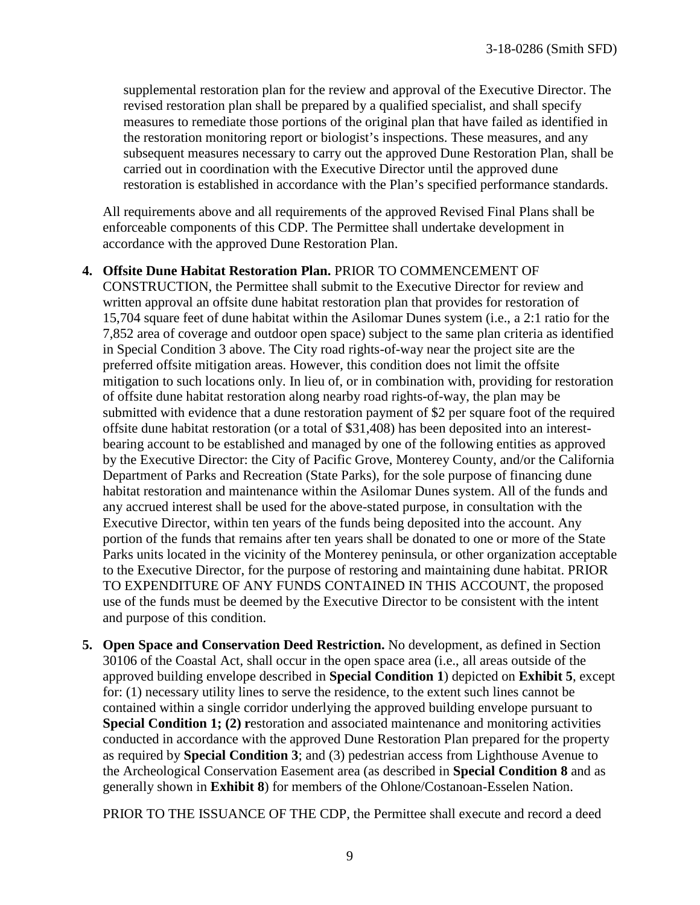supplemental restoration plan for the review and approval of the Executive Director. The revised restoration plan shall be prepared by a qualified specialist, and shall specify measures to remediate those portions of the original plan that have failed as identified in the restoration monitoring report or biologist's inspections. These measures, and any subsequent measures necessary to carry out the approved Dune Restoration Plan, shall be carried out in coordination with the Executive Director until the approved dune restoration is established in accordance with the Plan's specified performance standards.

All requirements above and all requirements of the approved Revised Final Plans shall be enforceable components of this CDP. The Permittee shall undertake development in accordance with the approved Dune Restoration Plan.

4. **Offsite Dune Habitat Restoration Plan.** PRIOR TO COMMENCEMENT OF CONSTRUCTION, the Permittee shall submit to the Executive Director for review and written approval an offsite dune habitat restoration plan that provides for restoration of 15,704 square feet of dune habitat within the Asilomar Dunes system (i.e., a 2:1 ratio for the 7,852 area of coverage and outdoor open space) subject to the same plan criteria as identified in Special Condition 3 above. The City road rights-of-way near the project site are the preferred offsite mitigation areas. However, this condition does not limit the offsite mitigation to such locations only. In lieu of, or in combination with, providing for restoration of offsite dune habitat restoration along nearby road rights-of-way, the plan may be submitted with evidence that a dune restoration payment of $2 per square foot of the required offsite dune habitat restoration (or a total of $31,408) has been deposited into an interest-bearing account to be established and managed by one of the following entities as approved by the Executive Director: the City of Pacific Grove, Monterey County, and/or the California Department of Parks and Recreation (State Parks), for the sole purpose of financing dune habitat restoration and maintenance within the Asilomar Dunes system. All of the funds and any accrued interest shall be used for the above-stated purpose, in consultation with the Executive Director, within ten years of the funds being deposited into the account. Any portion of the funds that remains after ten years shall be donated to one or more of the State Parks units located in the vicinity of the Monterey peninsula, or other organization acceptable to the Executive Director, for the purpose of restoring and maintaining dune habitat. PRIOR TO EXPENDITURE OF ANY FUNDS CONTAINED IN THIS ACCOUNT, the proposed use of the funds must be deemed by the Executive Director to be consistent with the intent and purpose of this condition.

5. **Open Space and Conservation Deed Restriction.** No development, as defined in Section 30106 of the Coastal Act, shall occur in the open space area (i.e., all areas outside of the approved building envelope described in **Special Condition 1**) depicted on **Exhibit 5**, except for: (1) necessary utility lines to serve the residence, to the extent such lines cannot be contained within a single corridor underlying the approved building envelope pursuant to **Special Condition 1; (2) r**estoration and associated maintenance and monitoring activities conducted in accordance with the approved Dune Restoration Plan prepared for the property as required by **Special Condition 3**; and (3) pedestrian access from Lighthouse Avenue to the Archeological Conservation Easement area (as described in **Special Condition 8** and as generally shown in **Exhibit 8**) for members of the Ohlone/Costanoan-Esselen Nation.

PRIOR TO THE ISSUANCE OF THE CDP, the Permittee shall execute and record a deed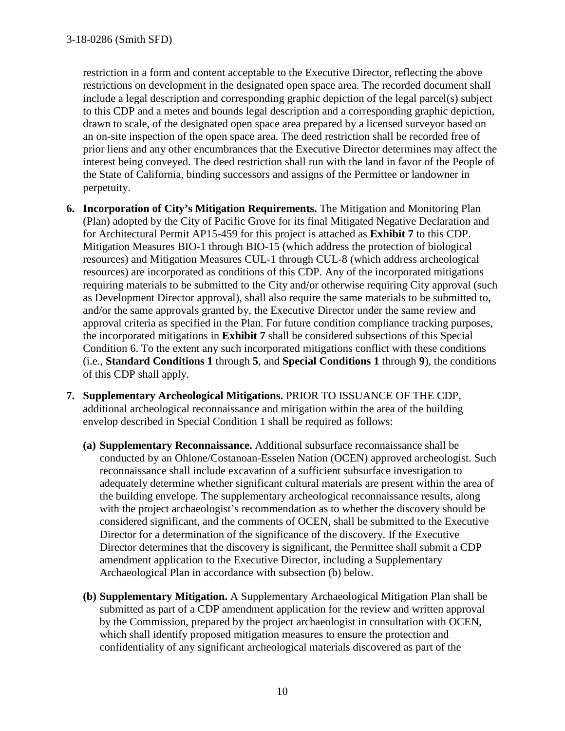restriction in a form and content acceptable to the Executive Director, reflecting the above restrictions on development in the designated open space area. The recorded document shall include a legal description and corresponding graphic depiction of the legal parcel(s) subject to this CDP and a metes and bounds legal description and a corresponding graphic depiction, drawn to scale, of the designated open space area prepared by a licensed surveyor based on an on-site inspection of the open space area. The deed restriction shall be recorded free of prior liens and any other encumbrances that the Executive Director determines may affect the interest being conveyed. The deed restriction shall run with the land in favor of the People of the State of California, binding successors and assigns of the Permittee or landowner in perpetuity.

6. **Incorporation of City's Mitigation Requirements.** The Mitigation and Monitoring Plan (Plan) adopted by the City of Pacific Grove for its final Mitigated Negative Declaration and for Architectural Permit AP15-459 for this project is attached as **Exhibit 7** to this CDP. Mitigation Measures BIO-1 through BIO-15 (which address the protection of biological resources) and Mitigation Measures CUL-1 through CUL-8 (which address archeological resources) are incorporated as conditions of this CDP. Any of the incorporated mitigations requiring materials to be submitted to the City and/or otherwise requiring City approval (such as Development Director approval), shall also require the same materials to be submitted to, and/or the same approvals granted by, the Executive Director under the same review and approval criteria as specified in the Plan. For future condition compliance tracking purposes, the incorporated mitigations in **Exhibit 7** shall be considered subsections of this Special Condition 6. To the extent any such incorporated mitigations conflict with these conditions (i.e., **Standard Conditions 1** through **5**, and **Special Conditions 1** through **9**), the conditions of this CDP shall apply.

7. **Supplementary Archeological Mitigations.** PRIOR TO ISSUANCE OF THE CDP, additional archeological reconnaissance and mitigation within the area of the building envelop described in Special Condition 1 shall be required as follows:

   **(a) Supplementary Reconnaissance.** Additional subsurface reconnaissance shall be conducted by an Ohlone/Costanoan-Esselen Nation (OCEN) approved archeologist. Such reconnaissance shall include excavation of a sufficient subsurface investigation to adequately determine whether significant cultural materials are present within the area of the building envelope. The supplementary archeological reconnaissance results, along with the project archaeologist's recommendation as to whether the discovery should be considered significant, and the comments of OCEN, shall be submitted to the Executive Director for a determination of the significance of the discovery. If the Executive Director determines that the discovery is significant, the Permittee shall submit a CDP amendment application to the Executive Director, including a Supplementary Archaeological Plan in accordance with subsection (b) below.

   **(b) Supplementary Mitigation.** A Supplementary Archaeological Mitigation Plan shall be submitted as part of a CDP amendment application for the review and written approval by the Commission, prepared by the project archaeologist in consultation with OCEN, which shall identify proposed mitigation measures to ensure the protection and confidentiality of any significant archeological materials discovered as part of the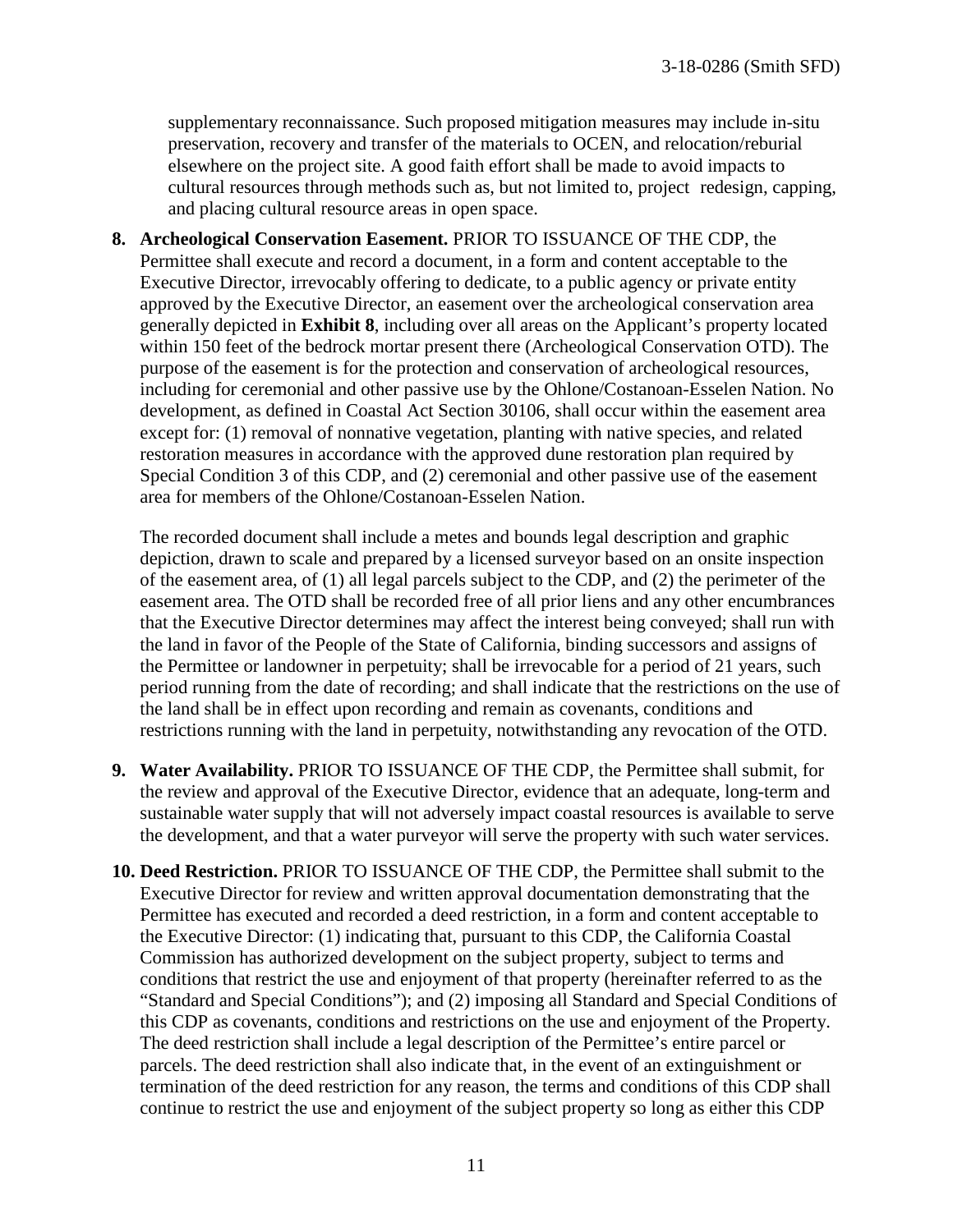supplementary reconnaissance. Such proposed mitigation measures may include in-situ preservation, recovery and transfer of the materials to OCEN, and relocation/reburial elsewhere on the project site. A good faith effort shall be made to avoid impacts to cultural resources through methods such as, but not limited to, project redesign, capping, and placing cultural resource areas in open space.

8. **Archeological Conservation Easement.** PRIOR TO ISSUANCE OF THE CDP, the Permittee shall execute and record a document, in a form and content acceptable to the Executive Director, irrevocably offering to dedicate, to a public agency or private entity approved by the Executive Director, an easement over the archeological conservation area generally depicted in **Exhibit 8**, including over all areas on the Applicant's property located within 150 feet of the bedrock mortar present there (Archeological Conservation OTD). The purpose of the easement is for the protection and conservation of archeological resources, including for ceremonial and other passive use by the Ohlone/Costanoan-Esselen Nation. No development, as defined in Coastal Act Section 30106, shall occur within the easement area except for: (1) removal of nonnative vegetation, planting with native species, and related restoration measures in accordance with the approved dune restoration plan required by Special Condition 3 of this CDP, and (2) ceremonial and other passive use of the easement area for members of the Ohlone/Costanoan-Esselen Nation.

   The recorded document shall include a metes and bounds legal description and graphic depiction, drawn to scale and prepared by a licensed surveyor based on an onsite inspection of the easement area, of (1) all legal parcels subject to the CDP, and (2) the perimeter of the easement area. The OTD shall be recorded free of all prior liens and any other encumbrances that the Executive Director determines may affect the interest being conveyed; shall run with the land in favor of the People of the State of California, binding successors and assigns of the Permittee or landowner in perpetuity; shall be irrevocable for a period of 21 years, such period running from the date of recording; and shall indicate that the restrictions on the use of the land shall be in effect upon recording and remain as covenants, conditions and restrictions running with the land in perpetuity, notwithstanding any revocation of the OTD.

9. **Water Availability.** PRIOR TO ISSUANCE OF THE CDP, the Permittee shall submit, for the review and approval of the Executive Director, evidence that an adequate, long-term and sustainable water supply that will not adversely impact coastal resources is available to serve the development, and that a water purveyor will serve the property with such water services.

10. **Deed Restriction.** PRIOR TO ISSUANCE OF THE CDP, the Permittee shall submit to the Executive Director for review and written approval documentation demonstrating that the Permittee has executed and recorded a deed restriction, in a form and content acceptable to the Executive Director: (1) indicating that, pursuant to this CDP, the California Coastal Commission has authorized development on the subject property, subject to terms and conditions that restrict the use and enjoyment of that property (hereinafter referred to as the "Standard and Special Conditions"); and (2) imposing all Standard and Special Conditions of this CDP as covenants, conditions and restrictions on the use and enjoyment of the Property. The deed restriction shall include a legal description of the Permittee's entire parcel or parcels. The deed restriction shall also indicate that, in the event of an extinguishment or termination of the deed restriction for any reason, the terms and conditions of this CDP shall continue to restrict the use and enjoyment of the subject property so long as either this CDP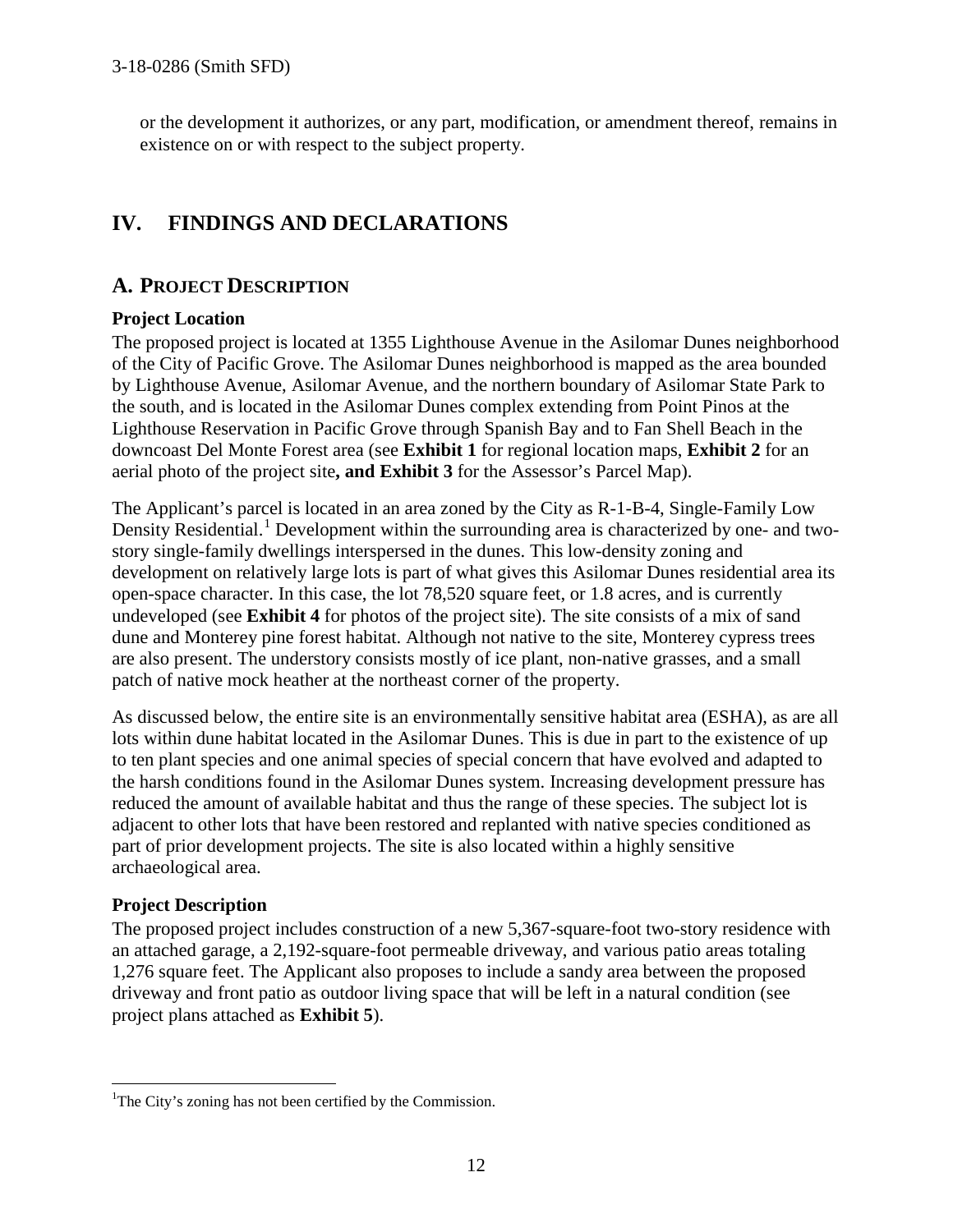or the development it authorizes, or any part, modification, or amendment thereof, remains in existence on or with respect to the subject property.

# IV. FINDINGS AND DECLARATIONS

## A. PROJECT DESCRIPTION

### Project Location

The proposed project is located at 1355 Lighthouse Avenue in the Asilomar Dunes neighborhood of the City of Pacific Grove. The Asilomar Dunes neighborhood is mapped as the area bounded by Lighthouse Avenue, Asilomar Avenue, and the northern boundary of Asilomar State Park to the south, and is located in the Asilomar Dunes complex extending from Point Pinos at the Lighthouse Reservation in Pacific Grove through Spanish Bay and to Fan Shell Beach in the downcoast Del Monte Forest area (see **Exhibit 1** for regional location maps, **Exhibit 2** for an aerial photo of the project site**, and Exhibit 3** for the Assessor's Parcel Map).

The Applicant's parcel is located in an area zoned by the City as R-1-B-4, Single-Family Low Density Residential.[1] Development within the surrounding area is characterized by one- and two-story single-family dwellings interspersed in the dunes. This low-density zoning and development on relatively large lots is part of what gives this Asilomar Dunes residential area its open-space character. In this case, the lot 78,520 square feet, or 1.8 acres, and is currently undeveloped (see **Exhibit 4** for photos of the project site). The site consists of a mix of sand dune and Monterey pine forest habitat. Although not native to the site, Monterey cypress trees are also present. The understory consists mostly of ice plant, non-native grasses, and a small patch of native mock heather at the northeast corner of the property.

As discussed below, the entire site is an environmentally sensitive habitat area (ESHA), as are all lots within dune habitat located in the Asilomar Dunes. This is due in part to the existence of up to ten plant species and one animal species of special concern that have evolved and adapted to the harsh conditions found in the Asilomar Dunes system. Increasing development pressure has reduced the amount of available habitat and thus the range of these species. The subject lot is adjacent to other lots that have been restored and replanted with native species conditioned as part of prior development projects. The site is also located within a highly sensitive archaeological area.

### Project Description

The proposed project includes construction of a new 5,367-square-foot two-story residence with an attached garage, a 2,192-square-foot permeable driveway, and various patio areas totaling 1,276 square feet. The Applicant also proposes to include a sandy area between the proposed driveway and front patio as outdoor living space that will be left in a natural condition (see project plans attached as **Exhibit 5**).

---

[1] The City's zoning has not been certified by the Commission.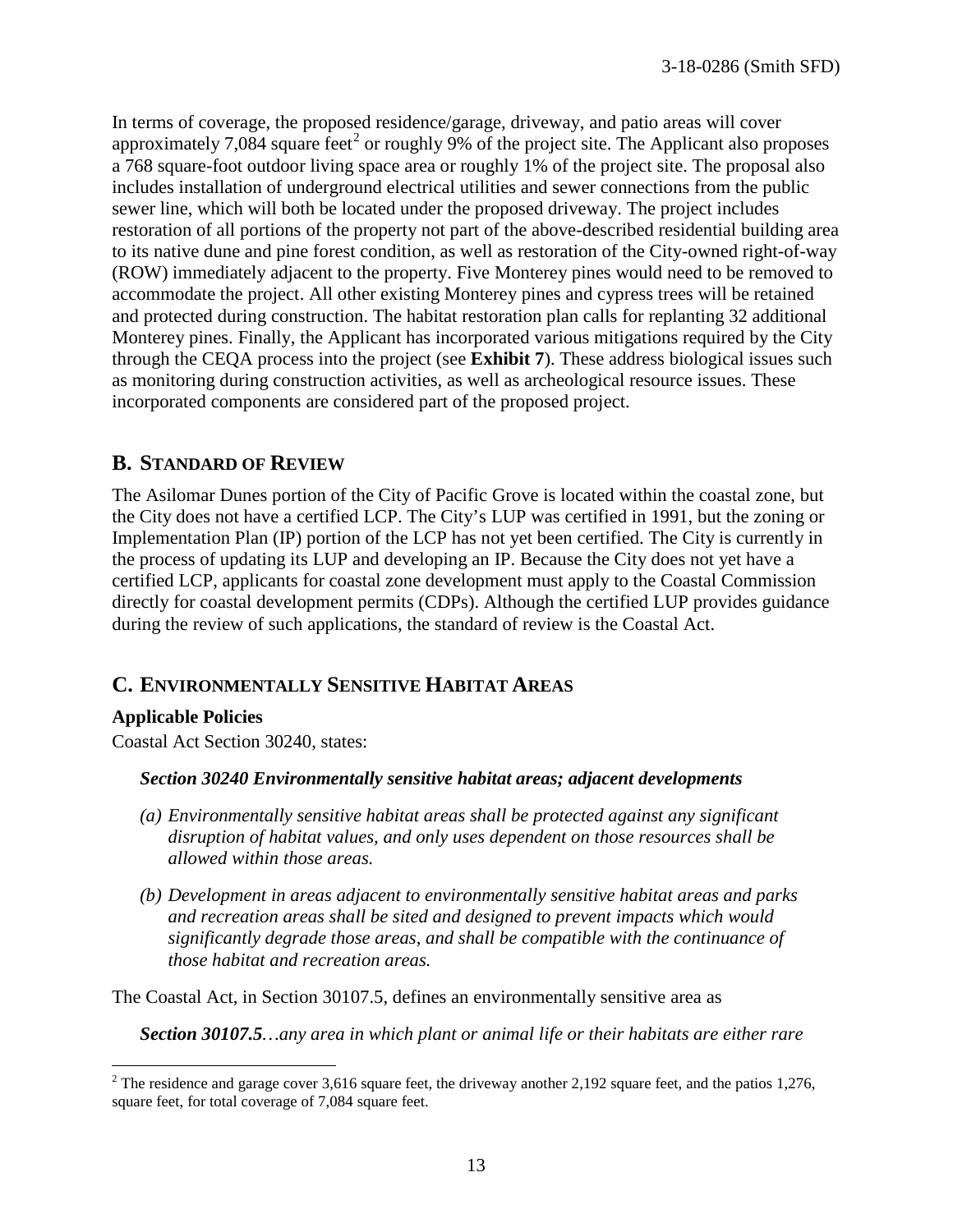In terms of coverage, the proposed residence/garage, driveway, and patio areas will cover approximately 7,084 square feet[2] or roughly 9% of the project site. The Applicant also proposes a 768 square-foot outdoor living space area or roughly 1% of the project site. The proposal also includes installation of underground electrical utilities and sewer connections from the public sewer line, which will both be located under the proposed driveway. The project includes restoration of all portions of the property not part of the above-described residential building area to its native dune and pine forest condition, as well as restoration of the City-owned right-of-way (ROW) immediately adjacent to the property. Five Monterey pines would need to be removed to accommodate the project. All other existing Monterey pines and cypress trees will be retained and protected during construction. The habitat restoration plan calls for replanting 32 additional Monterey pines. Finally, the Applicant has incorporated various mitigations required by the City through the CEQA process into the project (see **Exhibit 7**). These address biological issues such as monitoring during construction activities, as well as archeological resource issues. These incorporated components are considered part of the proposed project.

## B. STANDARD OF REVIEW

The Asilomar Dunes portion of the City of Pacific Grove is located within the coastal zone, but the City does not have a certified LCP. The City's LUP was certified in 1991, but the zoning or Implementation Plan (IP) portion of the LCP has not yet been certified. The City is currently in the process of updating its LUP and developing an IP. Because the City does not yet have a certified LCP, applicants for coastal zone development must apply to the Coastal Commission directly for coastal development permits (CDPs). Although the certified LUP provides guidance during the review of such applications, the standard of review is the Coastal Act.

## C. ENVIRONMENTALLY SENSITIVE HABITAT AREAS

### Applicable Policies

Coastal Act Section 30240, states:

> ***Section 30240 Environmentally sensitive habitat areas; adjacent developments***
>
> *(a) Environmentally sensitive habitat areas shall be protected against any significant disruption of habitat values, and only uses dependent on those resources shall be allowed within those areas.*
>
> *(b) Development in areas adjacent to environmentally sensitive habitat areas and parks and recreation areas shall be sited and designed to prevent impacts which would significantly degrade those areas, and shall be compatible with the continuance of those habitat and recreation areas.*

The Coastal Act, in Section 30107.5, defines an environmentally sensitive area as

> ***Section 30107.5****…any area in which plant or animal life or their habitats are either rare*

[2] The residence and garage cover 3,616 square feet, the driveway another 2,192 square feet, and the patios 1,276, square feet, for total coverage of 7,084 square feet.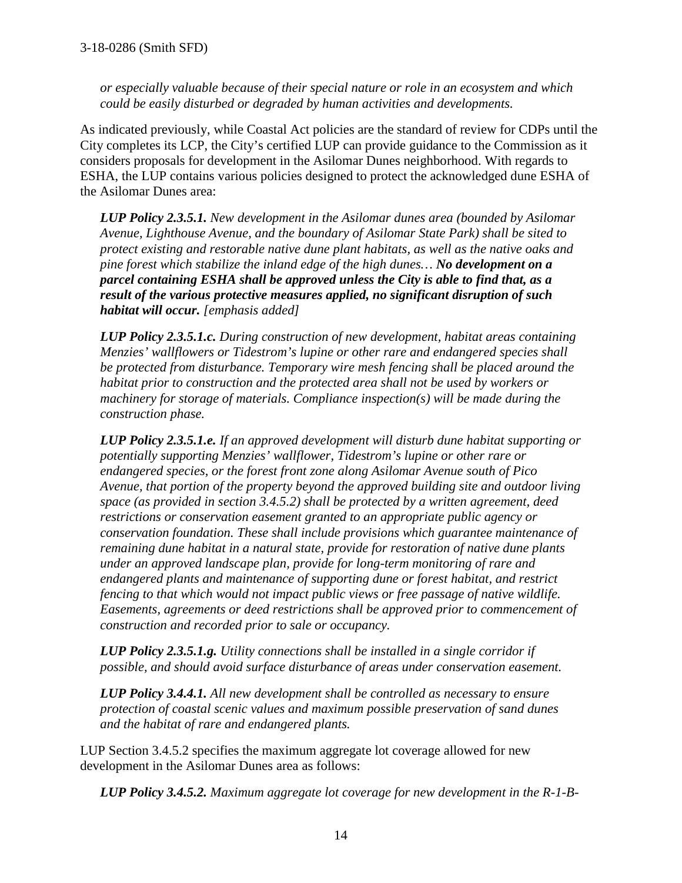*or especially valuable because of their special nature or role in an ecosystem and which could be easily disturbed or degraded by human activities and developments.*

As indicated previously, while Coastal Act policies are the standard of review for CDPs until the City completes its LCP, the City's certified LUP can provide guidance to the Commission as it considers proposals for development in the Asilomar Dunes neighborhood. With regards to ESHA, the LUP contains various policies designed to protect the acknowledged dune ESHA of the Asilomar Dunes area:

> ***LUP Policy 2.3.5.1.*** *New development in the Asilomar dunes area (bounded by Asilomar Avenue, Lighthouse Avenue, and the boundary of Asilomar State Park) shall be sited to protect existing and restorable native dune plant habitats, as well as the native oaks and pine forest which stabilize the inland edge of the high dunes…* ***No development on a parcel containing ESHA shall be approved unless the City is able to find that, as a result of the various protective measures applied, no significant disruption of such habitat will occur.*** *[emphasis added]*
>
> ***LUP Policy 2.3.5.1.c.*** *During construction of new development, habitat areas containing Menzies' wallflowers or Tidestrom's lupine or other rare and endangered species shall be protected from disturbance. Temporary wire mesh fencing shall be placed around the habitat prior to construction and the protected area shall not be used by workers or machinery for storage of materials. Compliance inspection(s) will be made during the construction phase.*
>
> ***LUP Policy 2.3.5.1.e.*** *If an approved development will disturb dune habitat supporting or potentially supporting Menzies' wallflower, Tidestrom's lupine or other rare or endangered species, or the forest front zone along Asilomar Avenue south of Pico Avenue, that portion of the property beyond the approved building site and outdoor living space (as provided in section 3.4.5.2) shall be protected by a written agreement, deed restrictions or conservation easement granted to an appropriate public agency or conservation foundation. These shall include provisions which guarantee maintenance of remaining dune habitat in a natural state, provide for restoration of native dune plants under an approved landscape plan, provide for long-term monitoring of rare and endangered plants and maintenance of supporting dune or forest habitat, and restrict fencing to that which would not impact public views or free passage of native wildlife. Easements, agreements or deed restrictions shall be approved prior to commencement of construction and recorded prior to sale or occupancy.*
>
> ***LUP Policy 2.3.5.1.g.*** *Utility connections shall be installed in a single corridor if possible, and should avoid surface disturbance of areas under conservation easement.*
>
> ***LUP Policy 3.4.4.1.*** *All new development shall be controlled as necessary to ensure protection of coastal scenic values and maximum possible preservation of sand dunes and the habitat of rare and endangered plants.*

LUP Section 3.4.5.2 specifies the maximum aggregate lot coverage allowed for new development in the Asilomar Dunes area as follows:

> ***LUP Policy 3.4.5.2.*** *Maximum aggregate lot coverage for new development in the R-1-B-*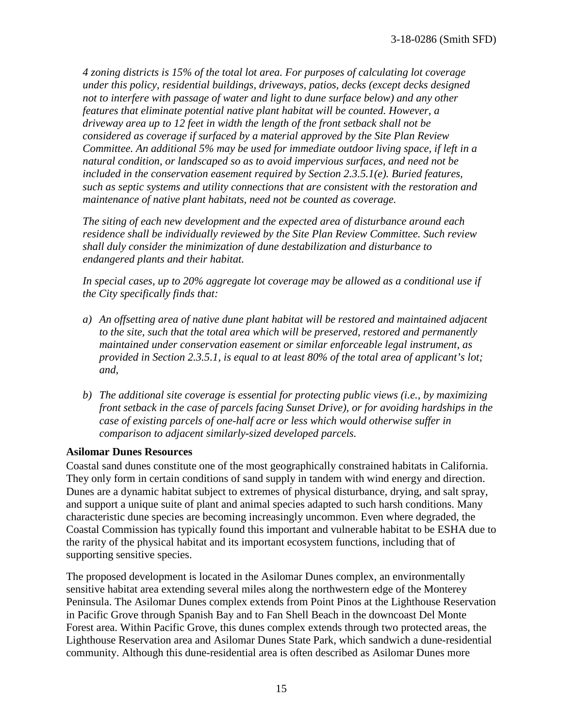*4 zoning districts is 15% of the total lot area. For purposes of calculating lot coverage under this policy, residential buildings, driveways, patios, decks (except decks designed not to interfere with passage of water and light to dune surface below) and any other features that eliminate potential native plant habitat will be counted. However, a driveway area up to 12 feet in width the length of the front setback shall not be considered as coverage if surfaced by a material approved by the Site Plan Review Committee. An additional 5% may be used for immediate outdoor living space, if left in a natural condition, or landscaped so as to avoid impervious surfaces, and need not be included in the conservation easement required by Section 2.3.5.1(e). Buried features, such as septic systems and utility connections that are consistent with the restoration and maintenance of native plant habitats, need not be counted as coverage.*

*The siting of each new development and the expected area of disturbance around each residence shall be individually reviewed by the Site Plan Review Committee. Such review shall duly consider the minimization of dune destabilization and disturbance to endangered plants and their habitat.*

*In special cases, up to 20% aggregate lot coverage may be allowed as a conditional use if the City specifically finds that:*

*a) An offsetting area of native dune plant habitat will be restored and maintained adjacent to the site, such that the total area which will be preserved, restored and permanently maintained under conservation easement or similar enforceable legal instrument, as provided in Section 2.3.5.1, is equal to at least 80% of the total area of applicant's lot; and,*

*b) The additional site coverage is essential for protecting public views (i.e., by maximizing front setback in the case of parcels facing Sunset Drive), or for avoiding hardships in the case of existing parcels of one-half acre or less which would otherwise suffer in comparison to adjacent similarly-sized developed parcels.*

**Asilomar Dunes Resources**

Coastal sand dunes constitute one of the most geographically constrained habitats in California. They only form in certain conditions of sand supply in tandem with wind energy and direction. Dunes are a dynamic habitat subject to extremes of physical disturbance, drying, and salt spray, and support a unique suite of plant and animal species adapted to such harsh conditions. Many characteristic dune species are becoming increasingly uncommon. Even where degraded, the Coastal Commission has typically found this important and vulnerable habitat to be ESHA due to the rarity of the physical habitat and its important ecosystem functions, including that of supporting sensitive species.

The proposed development is located in the Asilomar Dunes complex, an environmentally sensitive habitat area extending several miles along the northwestern edge of the Monterey Peninsula. The Asilomar Dunes complex extends from Point Pinos at the Lighthouse Reservation in Pacific Grove through Spanish Bay and to Fan Shell Beach in the downcoast Del Monte Forest area. Within Pacific Grove, this dunes complex extends through two protected areas, the Lighthouse Reservation area and Asilomar Dunes State Park, which sandwich a dune-residential community. Although this dune-residential area is often described as Asilomar Dunes more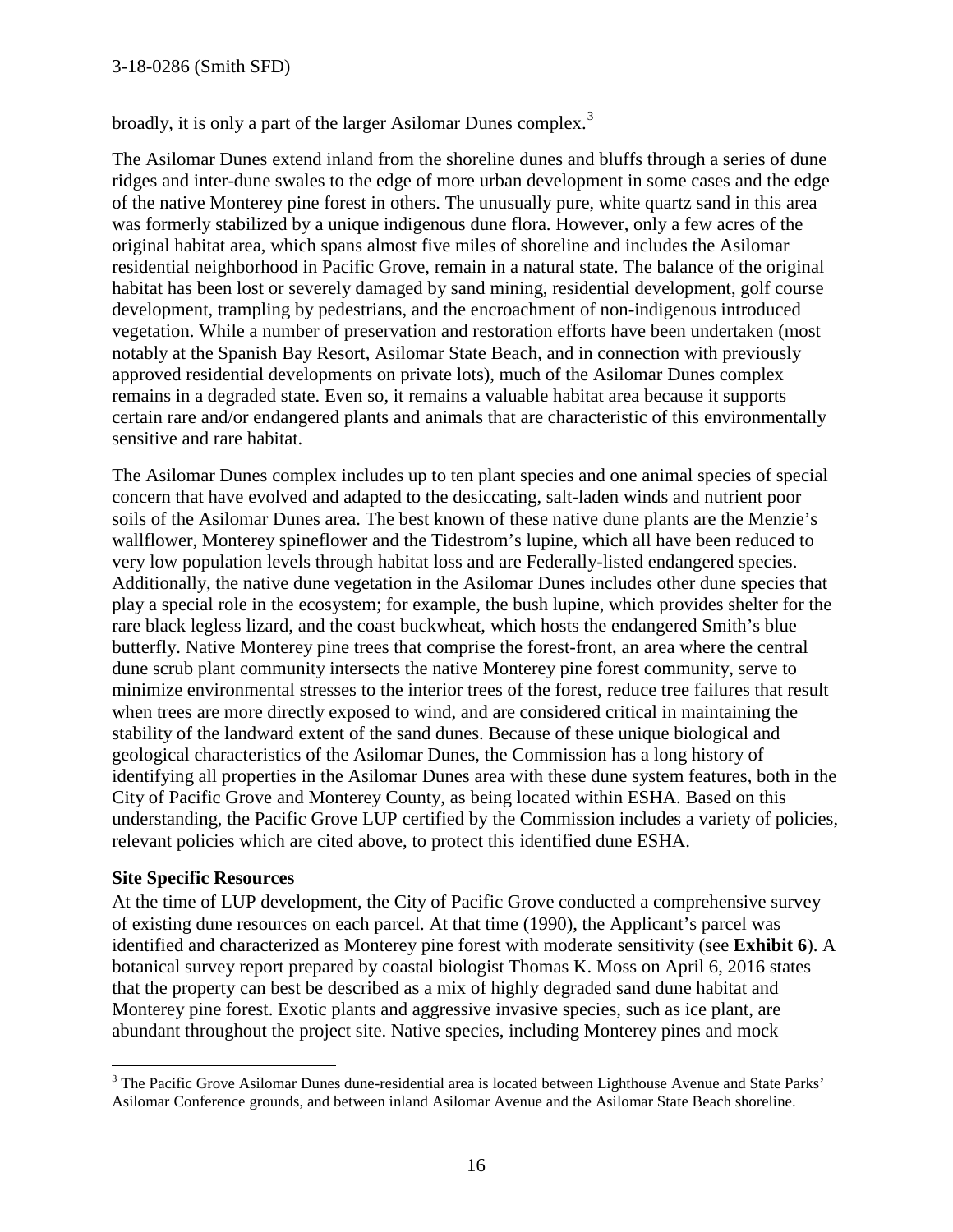broadly, it is only a part of the larger Asilomar Dunes complex.[3]

The Asilomar Dunes extend inland from the shoreline dunes and bluffs through a series of dune ridges and inter-dune swales to the edge of more urban development in some cases and the edge of the native Monterey pine forest in others. The unusually pure, white quartz sand in this area was formerly stabilized by a unique indigenous dune flora. However, only a few acres of the original habitat area, which spans almost five miles of shoreline and includes the Asilomar residential neighborhood in Pacific Grove, remain in a natural state. The balance of the original habitat has been lost or severely damaged by sand mining, residential development, golf course development, trampling by pedestrians, and the encroachment of non-indigenous introduced vegetation. While a number of preservation and restoration efforts have been undertaken (most notably at the Spanish Bay Resort, Asilomar State Beach, and in connection with previously approved residential developments on private lots), much of the Asilomar Dunes complex remains in a degraded state. Even so, it remains a valuable habitat area because it supports certain rare and/or endangered plants and animals that are characteristic of this environmentally sensitive and rare habitat.

The Asilomar Dunes complex includes up to ten plant species and one animal species of special concern that have evolved and adapted to the desiccating, salt-laden winds and nutrient poor soils of the Asilomar Dunes area. The best known of these native dune plants are the Menzie's wallflower, Monterey spineflower and the Tidestrom's lupine, which all have been reduced to very low population levels through habitat loss and are Federally-listed endangered species. Additionally, the native dune vegetation in the Asilomar Dunes includes other dune species that play a special role in the ecosystem; for example, the bush lupine, which provides shelter for the rare black legless lizard, and the coast buckwheat, which hosts the endangered Smith's blue butterfly. Native Monterey pine trees that comprise the forest-front, an area where the central dune scrub plant community intersects the native Monterey pine forest community, serve to minimize environmental stresses to the interior trees of the forest, reduce tree failures that result when trees are more directly exposed to wind, and are considered critical in maintaining the stability of the landward extent of the sand dunes. Because of these unique biological and geological characteristics of the Asilomar Dunes, the Commission has a long history of identifying all properties in the Asilomar Dunes area with these dune system features, both in the City of Pacific Grove and Monterey County, as being located within ESHA. Based on this understanding, the Pacific Grove LUP certified by the Commission includes a variety of policies, relevant policies which are cited above, to protect this identified dune ESHA.

**Site Specific Resources**

At the time of LUP development, the City of Pacific Grove conducted a comprehensive survey of existing dune resources on each parcel. At that time (1990), the Applicant's parcel was identified and characterized as Monterey pine forest with moderate sensitivity (see **Exhibit 6**). A botanical survey report prepared by coastal biologist Thomas K. Moss on April 6, 2016 states that the property can best be described as a mix of highly degraded sand dune habitat and Monterey pine forest. Exotic plants and aggressive invasive species, such as ice plant, are abundant throughout the project site. Native species, including Monterey pines and mock

---

[3] The Pacific Grove Asilomar Dunes dune-residential area is located between Lighthouse Avenue and State Parks' Asilomar Conference grounds, and between inland Asilomar Avenue and the Asilomar State Beach shoreline.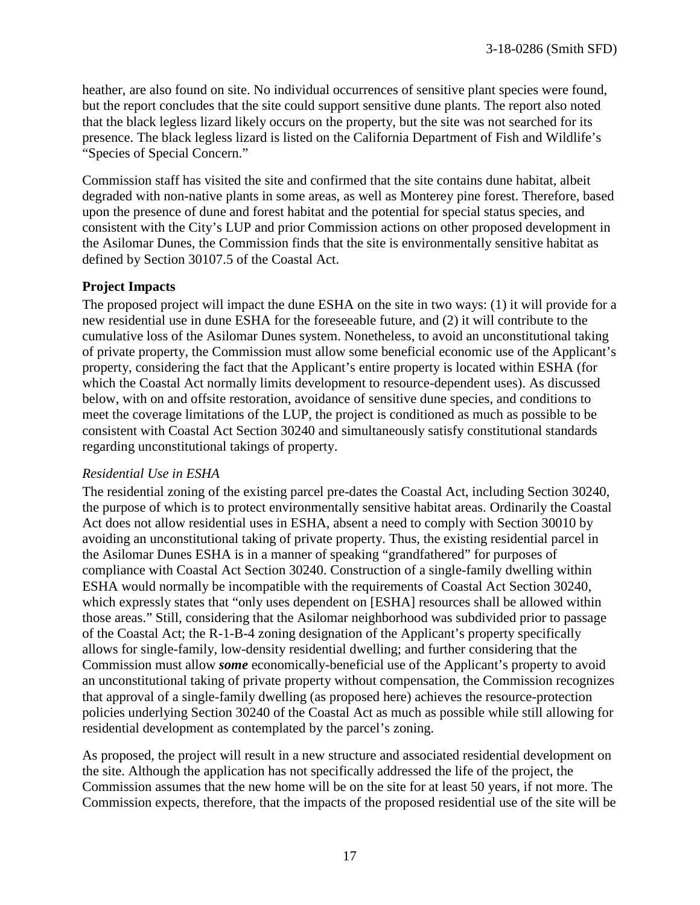heather, are also found on site. No individual occurrences of sensitive plant species were found, but the report concludes that the site could support sensitive dune plants. The report also noted that the black legless lizard likely occurs on the property, but the site was not searched for its presence. The black legless lizard is listed on the California Department of Fish and Wildlife's "Species of Special Concern."

Commission staff has visited the site and confirmed that the site contains dune habitat, albeit degraded with non-native plants in some areas, as well as Monterey pine forest. Therefore, based upon the presence of dune and forest habitat and the potential for special status species, and consistent with the City's LUP and prior Commission actions on other proposed development in the Asilomar Dunes, the Commission finds that the site is environmentally sensitive habitat as defined by Section 30107.5 of the Coastal Act.

**Project Impacts**

The proposed project will impact the dune ESHA on the site in two ways: (1) it will provide for a new residential use in dune ESHA for the foreseeable future, and (2) it will contribute to the cumulative loss of the Asilomar Dunes system. Nonetheless, to avoid an unconstitutional taking of private property, the Commission must allow some beneficial economic use of the Applicant's property, considering the fact that the Applicant's entire property is located within ESHA (for which the Coastal Act normally limits development to resource-dependent uses). As discussed below, with on and offsite restoration, avoidance of sensitive dune species, and conditions to meet the coverage limitations of the LUP, the project is conditioned as much as possible to be consistent with Coastal Act Section 30240 and simultaneously satisfy constitutional standards regarding unconstitutional takings of property.

*Residential Use in ESHA*

The residential zoning of the existing parcel pre-dates the Coastal Act, including Section 30240, the purpose of which is to protect environmentally sensitive habitat areas. Ordinarily the Coastal Act does not allow residential uses in ESHA, absent a need to comply with Section 30010 by avoiding an unconstitutional taking of private property. Thus, the existing residential parcel in the Asilomar Dunes ESHA is in a manner of speaking "grandfathered" for purposes of compliance with Coastal Act Section 30240. Construction of a single-family dwelling within ESHA would normally be incompatible with the requirements of Coastal Act Section 30240, which expressly states that "only uses dependent on [ESHA] resources shall be allowed within those areas." Still, considering that the Asilomar neighborhood was subdivided prior to passage of the Coastal Act; the R-1-B-4 zoning designation of the Applicant's property specifically allows for single-family, low-density residential dwelling; and further considering that the Commission must allow ***some*** economically-beneficial use of the Applicant's property to avoid an unconstitutional taking of private property without compensation, the Commission recognizes that approval of a single-family dwelling (as proposed here) achieves the resource-protection policies underlying Section 30240 of the Coastal Act as much as possible while still allowing for residential development as contemplated by the parcel's zoning.

As proposed, the project will result in a new structure and associated residential development on the site. Although the application has not specifically addressed the life of the project, the Commission assumes that the new home will be on the site for at least 50 years, if not more. The Commission expects, therefore, that the impacts of the proposed residential use of the site will be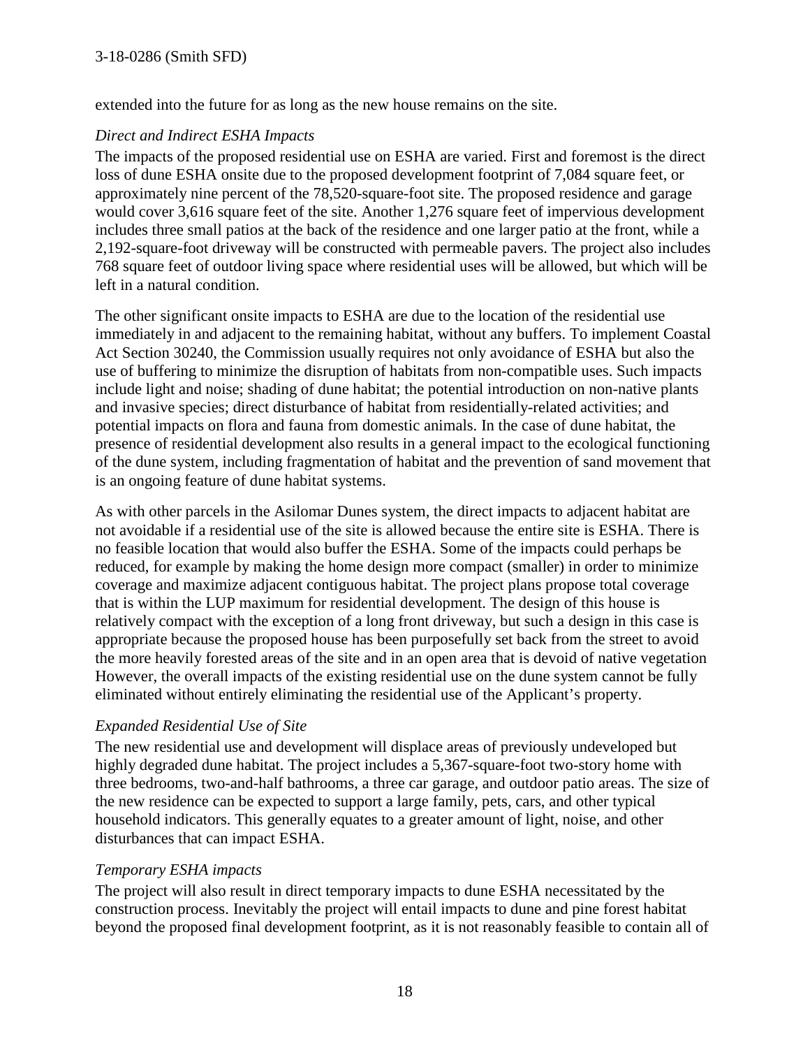extended into the future for as long as the new house remains on the site.

*Direct and Indirect ESHA Impacts*

The impacts of the proposed residential use on ESHA are varied. First and foremost is the direct loss of dune ESHA onsite due to the proposed development footprint of 7,084 square feet, or approximately nine percent of the 78,520-square-foot site. The proposed residence and garage would cover 3,616 square feet of the site. Another 1,276 square feet of impervious development includes three small patios at the back of the residence and one larger patio at the front, while a 2,192-square-foot driveway will be constructed with permeable pavers. The project also includes 768 square feet of outdoor living space where residential uses will be allowed, but which will be left in a natural condition.

The other significant onsite impacts to ESHA are due to the location of the residential use immediately in and adjacent to the remaining habitat, without any buffers. To implement Coastal Act Section 30240, the Commission usually requires not only avoidance of ESHA but also the use of buffering to minimize the disruption of habitats from non-compatible uses. Such impacts include light and noise; shading of dune habitat; the potential introduction on non-native plants and invasive species; direct disturbance of habitat from residentially-related activities; and potential impacts on flora and fauna from domestic animals. In the case of dune habitat, the presence of residential development also results in a general impact to the ecological functioning of the dune system, including fragmentation of habitat and the prevention of sand movement that is an ongoing feature of dune habitat systems.

As with other parcels in the Asilomar Dunes system, the direct impacts to adjacent habitat are not avoidable if a residential use of the site is allowed because the entire site is ESHA. There is no feasible location that would also buffer the ESHA. Some of the impacts could perhaps be reduced, for example by making the home design more compact (smaller) in order to minimize coverage and maximize adjacent contiguous habitat. The project plans propose total coverage that is within the LUP maximum for residential development. The design of this house is relatively compact with the exception of a long front driveway, but such a design in this case is appropriate because the proposed house has been purposefully set back from the street to avoid the more heavily forested areas of the site and in an open area that is devoid of native vegetation However, the overall impacts of the existing residential use on the dune system cannot be fully eliminated without entirely eliminating the residential use of the Applicant's property.

*Expanded Residential Use of Site*

The new residential use and development will displace areas of previously undeveloped but highly degraded dune habitat. The project includes a 5,367-square-foot two-story home with three bedrooms, two-and-half bathrooms, a three car garage, and outdoor patio areas. The size of the new residence can be expected to support a large family, pets, cars, and other typical household indicators. This generally equates to a greater amount of light, noise, and other disturbances that can impact ESHA.

*Temporary ESHA impacts*

The project will also result in direct temporary impacts to dune ESHA necessitated by the construction process. Inevitably the project will entail impacts to dune and pine forest habitat beyond the proposed final development footprint, as it is not reasonably feasible to contain all of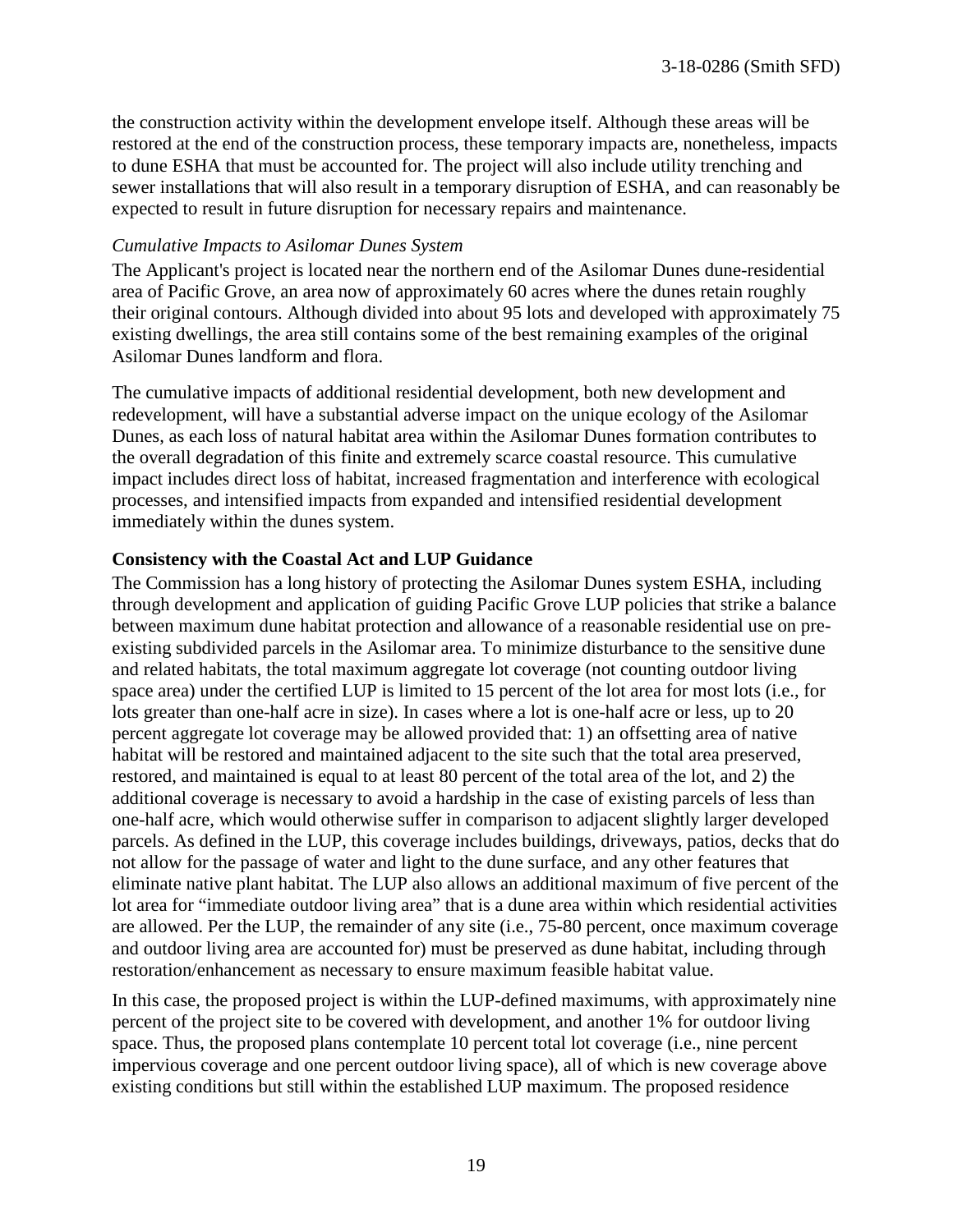the construction activity within the development envelope itself. Although these areas will be restored at the end of the construction process, these temporary impacts are, nonetheless, impacts to dune ESHA that must be accounted for. The project will also include utility trenching and sewer installations that will also result in a temporary disruption of ESHA, and can reasonably be expected to result in future disruption for necessary repairs and maintenance.

*Cumulative Impacts to Asilomar Dunes System*

The Applicant's project is located near the northern end of the Asilomar Dunes dune-residential area of Pacific Grove, an area now of approximately 60 acres where the dunes retain roughly their original contours. Although divided into about 95 lots and developed with approximately 75 existing dwellings, the area still contains some of the best remaining examples of the original Asilomar Dunes landform and flora.

The cumulative impacts of additional residential development, both new development and redevelopment, will have a substantial adverse impact on the unique ecology of the Asilomar Dunes, as each loss of natural habitat area within the Asilomar Dunes formation contributes to the overall degradation of this finite and extremely scarce coastal resource. This cumulative impact includes direct loss of habitat, increased fragmentation and interference with ecological processes, and intensified impacts from expanded and intensified residential development immediately within the dunes system.

**Consistency with the Coastal Act and LUP Guidance**

The Commission has a long history of protecting the Asilomar Dunes system ESHA, including through development and application of guiding Pacific Grove LUP policies that strike a balance between maximum dune habitat protection and allowance of a reasonable residential use on pre-existing subdivided parcels in the Asilomar area. To minimize disturbance to the sensitive dune and related habitats, the total maximum aggregate lot coverage (not counting outdoor living space area) under the certified LUP is limited to 15 percent of the lot area for most lots (i.e., for lots greater than one-half acre in size). In cases where a lot is one-half acre or less, up to 20 percent aggregate lot coverage may be allowed provided that: 1) an offsetting area of native habitat will be restored and maintained adjacent to the site such that the total area preserved, restored, and maintained is equal to at least 80 percent of the total area of the lot, and 2) the additional coverage is necessary to avoid a hardship in the case of existing parcels of less than one-half acre, which would otherwise suffer in comparison to adjacent slightly larger developed parcels. As defined in the LUP, this coverage includes buildings, driveways, patios, decks that do not allow for the passage of water and light to the dune surface, and any other features that eliminate native plant habitat. The LUP also allows an additional maximum of five percent of the lot area for "immediate outdoor living area" that is a dune area within which residential activities are allowed. Per the LUP, the remainder of any site (i.e., 75-80 percent, once maximum coverage and outdoor living area are accounted for) must be preserved as dune habitat, including through restoration/enhancement as necessary to ensure maximum feasible habitat value.

In this case, the proposed project is within the LUP-defined maximums, with approximately nine percent of the project site to be covered with development, and another 1% for outdoor living space. Thus, the proposed plans contemplate 10 percent total lot coverage (i.e., nine percent impervious coverage and one percent outdoor living space), all of which is new coverage above existing conditions but still within the established LUP maximum. The proposed residence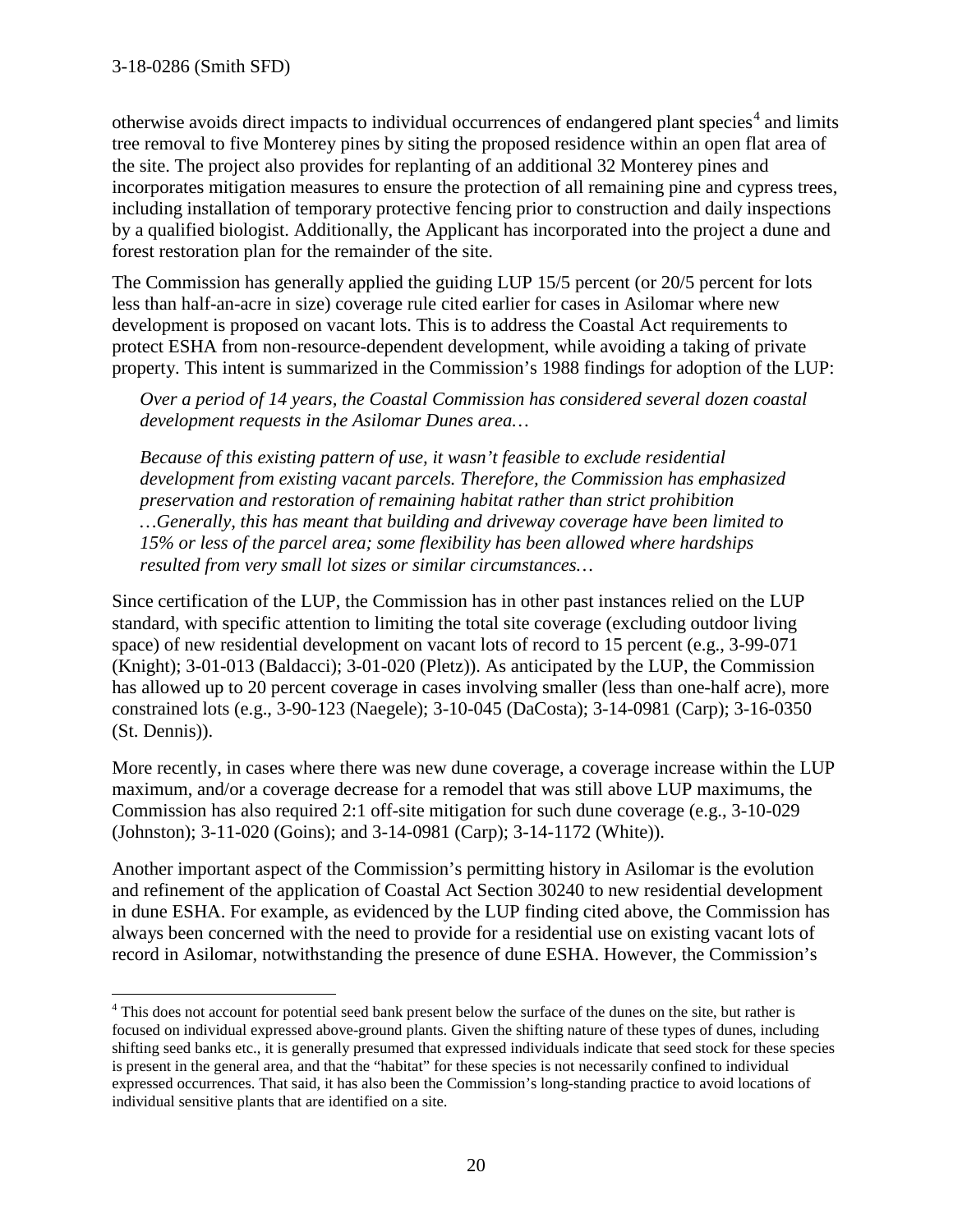otherwise avoids direct impacts to individual occurrences of endangered plant species[4] and limits tree removal to five Monterey pines by siting the proposed residence within an open flat area of the site. The project also provides for replanting of an additional 32 Monterey pines and incorporates mitigation measures to ensure the protection of all remaining pine and cypress trees, including installation of temporary protective fencing prior to construction and daily inspections by a qualified biologist. Additionally, the Applicant has incorporated into the project a dune and forest restoration plan for the remainder of the site.

The Commission has generally applied the guiding LUP 15/5 percent (or 20/5 percent for lots less than half-an-acre in size) coverage rule cited earlier for cases in Asilomar where new development is proposed on vacant lots. This is to address the Coastal Act requirements to protect ESHA from non-resource-dependent development, while avoiding a taking of private property. This intent is summarized in the Commission's 1988 findings for adoption of the LUP:

> *Over a period of 14 years, the Coastal Commission has considered several dozen coastal development requests in the Asilomar Dunes area…*
>
> *Because of this existing pattern of use, it wasn't feasible to exclude residential development from existing vacant parcels. Therefore, the Commission has emphasized preservation and restoration of remaining habitat rather than strict prohibition …Generally, this has meant that building and driveway coverage have been limited to 15% or less of the parcel area; some flexibility has been allowed where hardships resulted from very small lot sizes or similar circumstances…*

Since certification of the LUP, the Commission has in other past instances relied on the LUP standard, with specific attention to limiting the total site coverage (excluding outdoor living space) of new residential development on vacant lots of record to 15 percent (e.g., 3-99-071 (Knight); 3-01-013 (Baldacci); 3-01-020 (Pletz)). As anticipated by the LUP, the Commission has allowed up to 20 percent coverage in cases involving smaller (less than one-half acre), more constrained lots (e.g., 3-90-123 (Naegele); 3-10-045 (DaCosta); 3-14-0981 (Carp); 3-16-0350 (St. Dennis)).

More recently, in cases where there was new dune coverage, a coverage increase within the LUP maximum, and/or a coverage decrease for a remodel that was still above LUP maximums, the Commission has also required 2:1 off-site mitigation for such dune coverage (e.g., 3-10-029 (Johnston); 3-11-020 (Goins); and 3-14-0981 (Carp); 3-14-1172 (White)).

Another important aspect of the Commission's permitting history in Asilomar is the evolution and refinement of the application of Coastal Act Section 30240 to new residential development in dune ESHA. For example, as evidenced by the LUP finding cited above, the Commission has always been concerned with the need to provide for a residential use on existing vacant lots of record in Asilomar, notwithstanding the presence of dune ESHA. However, the Commission's

---

[4] This does not account for potential seed bank present below the surface of the dunes on the site, but rather is focused on individual expressed above-ground plants. Given the shifting nature of these types of dunes, including shifting seed banks etc., it is generally presumed that expressed individuals indicate that seed stock for these species is present in the general area, and that the "habitat" for these species is not necessarily confined to individual expressed occurrences. That said, it has also been the Commission's long-standing practice to avoid locations of individual sensitive plants that are identified on a site.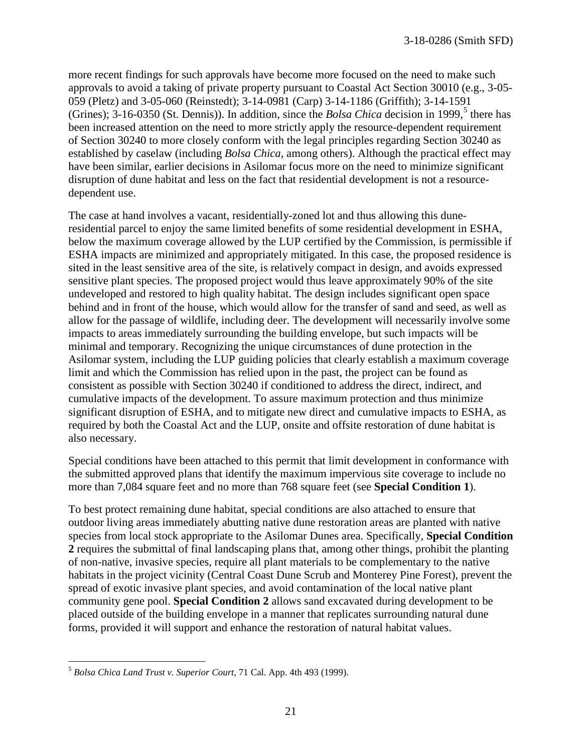more recent findings for such approvals have become more focused on the need to make such approvals to avoid a taking of private property pursuant to Coastal Act Section 30010 (e.g., 3-05-059 (Pletz) and 3-05-060 (Reinstedt); 3-14-0981 (Carp) 3-14-1186 (Griffith); 3-14-1591 (Grines); 3-16-0350 (St. Dennis)). In addition, since the *Bolsa Chica* decision in 1999,[5] there has been increased attention on the need to more strictly apply the resource-dependent requirement of Section 30240 to more closely conform with the legal principles regarding Section 30240 as established by caselaw (including *Bolsa Chica*, among others). Although the practical effect may have been similar, earlier decisions in Asilomar focus more on the need to minimize significant disruption of dune habitat and less on the fact that residential development is not a resource-dependent use.

The case at hand involves a vacant, residentially-zoned lot and thus allowing this dune-residential parcel to enjoy the same limited benefits of some residential development in ESHA, below the maximum coverage allowed by the LUP certified by the Commission, is permissible if ESHA impacts are minimized and appropriately mitigated. In this case, the proposed residence is sited in the least sensitive area of the site, is relatively compact in design, and avoids expressed sensitive plant species. The proposed project would thus leave approximately 90% of the site undeveloped and restored to high quality habitat. The design includes significant open space behind and in front of the house, which would allow for the transfer of sand and seed, as well as allow for the passage of wildlife, including deer. The development will necessarily involve some impacts to areas immediately surrounding the building envelope, but such impacts will be minimal and temporary. Recognizing the unique circumstances of dune protection in the Asilomar system, including the LUP guiding policies that clearly establish a maximum coverage limit and which the Commission has relied upon in the past, the project can be found as consistent as possible with Section 30240 if conditioned to address the direct, indirect, and cumulative impacts of the development. To assure maximum protection and thus minimize significant disruption of ESHA, and to mitigate new direct and cumulative impacts to ESHA, as required by both the Coastal Act and the LUP, onsite and offsite restoration of dune habitat is also necessary.

Special conditions have been attached to this permit that limit development in conformance with the submitted approved plans that identify the maximum impervious site coverage to include no more than 7,084 square feet and no more than 768 square feet (see **Special Condition 1**).

To best protect remaining dune habitat, special conditions are also attached to ensure that outdoor living areas immediately abutting native dune restoration areas are planted with native species from local stock appropriate to the Asilomar Dunes area. Specifically, **Special Condition 2** requires the submittal of final landscaping plans that, among other things, prohibit the planting of non-native, invasive species, require all plant materials to be complementary to the native habitats in the project vicinity (Central Coast Dune Scrub and Monterey Pine Forest), prevent the spread of exotic invasive plant species, and avoid contamination of the local native plant community gene pool. **Special Condition 2** allows sand excavated during development to be placed outside of the building envelope in a manner that replicates surrounding natural dune forms, provided it will support and enhance the restoration of natural habitat values.

---

[5] *Bolsa Chica Land Trust v. Superior Court*, 71 Cal. App. 4th 493 (1999).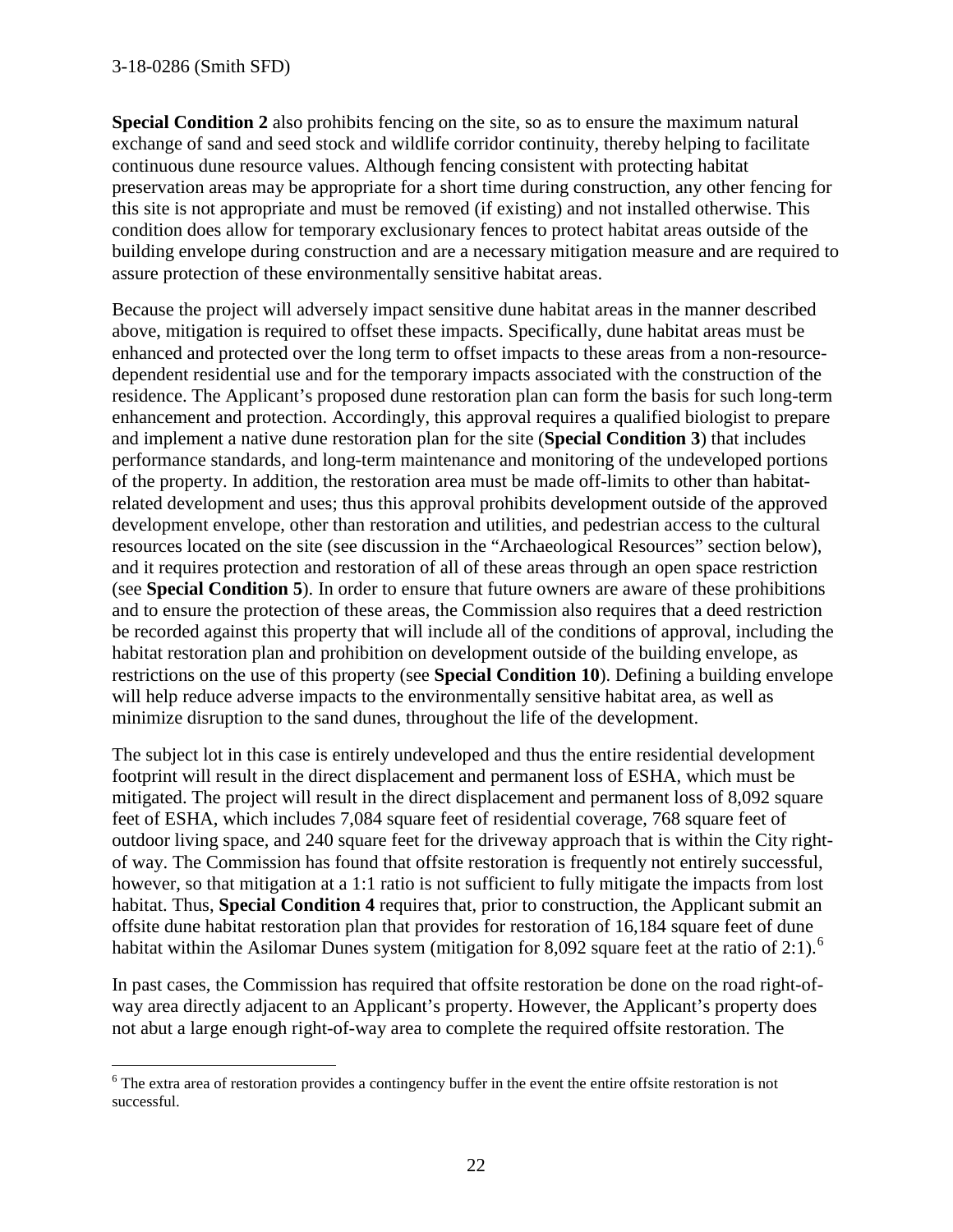**Special Condition 2** also prohibits fencing on the site, so as to ensure the maximum natural exchange of sand and seed stock and wildlife corridor continuity, thereby helping to facilitate continuous dune resource values. Although fencing consistent with protecting habitat preservation areas may be appropriate for a short time during construction, any other fencing for this site is not appropriate and must be removed (if existing) and not installed otherwise. This condition does allow for temporary exclusionary fences to protect habitat areas outside of the building envelope during construction and are a necessary mitigation measure and are required to assure protection of these environmentally sensitive habitat areas.

Because the project will adversely impact sensitive dune habitat areas in the manner described above, mitigation is required to offset these impacts. Specifically, dune habitat areas must be enhanced and protected over the long term to offset impacts to these areas from a non-resource-dependent residential use and for the temporary impacts associated with the construction of the residence. The Applicant's proposed dune restoration plan can form the basis for such long-term enhancement and protection. Accordingly, this approval requires a qualified biologist to prepare and implement a native dune restoration plan for the site (**Special Condition 3**) that includes performance standards, and long-term maintenance and monitoring of the undeveloped portions of the property. In addition, the restoration area must be made off-limits to other than habitat-related development and uses; thus this approval prohibits development outside of the approved development envelope, other than restoration and utilities, and pedestrian access to the cultural resources located on the site (see discussion in the "Archaeological Resources" section below), and it requires protection and restoration of all of these areas through an open space restriction (see **Special Condition 5**). In order to ensure that future owners are aware of these prohibitions and to ensure the protection of these areas, the Commission also requires that a deed restriction be recorded against this property that will include all of the conditions of approval, including the habitat restoration plan and prohibition on development outside of the building envelope, as restrictions on the use of this property (see **Special Condition 10**). Defining a building envelope will help reduce adverse impacts to the environmentally sensitive habitat area, as well as minimize disruption to the sand dunes, throughout the life of the development.

The subject lot in this case is entirely undeveloped and thus the entire residential development footprint will result in the direct displacement and permanent loss of ESHA, which must be mitigated. The project will result in the direct displacement and permanent loss of 8,092 square feet of ESHA, which includes 7,084 square feet of residential coverage, 768 square feet of outdoor living space, and 240 square feet for the driveway approach that is within the City right-of way. The Commission has found that offsite restoration is frequently not entirely successful, however, so that mitigation at a 1:1 ratio is not sufficient to fully mitigate the impacts from lost habitat. Thus, **Special Condition 4** requires that, prior to construction, the Applicant submit an offsite dune habitat restoration plan that provides for restoration of 16,184 square feet of dune habitat within the Asilomar Dunes system (mitigation for 8,092 square feet at the ratio of 2:1).[6]

In past cases, the Commission has required that offsite restoration be done on the road right-of-way area directly adjacent to an Applicant's property. However, the Applicant's property does not abut a large enough right-of-way area to complete the required offsite restoration. The

[6] The extra area of restoration provides a contingency buffer in the event the entire offsite restoration is not successful.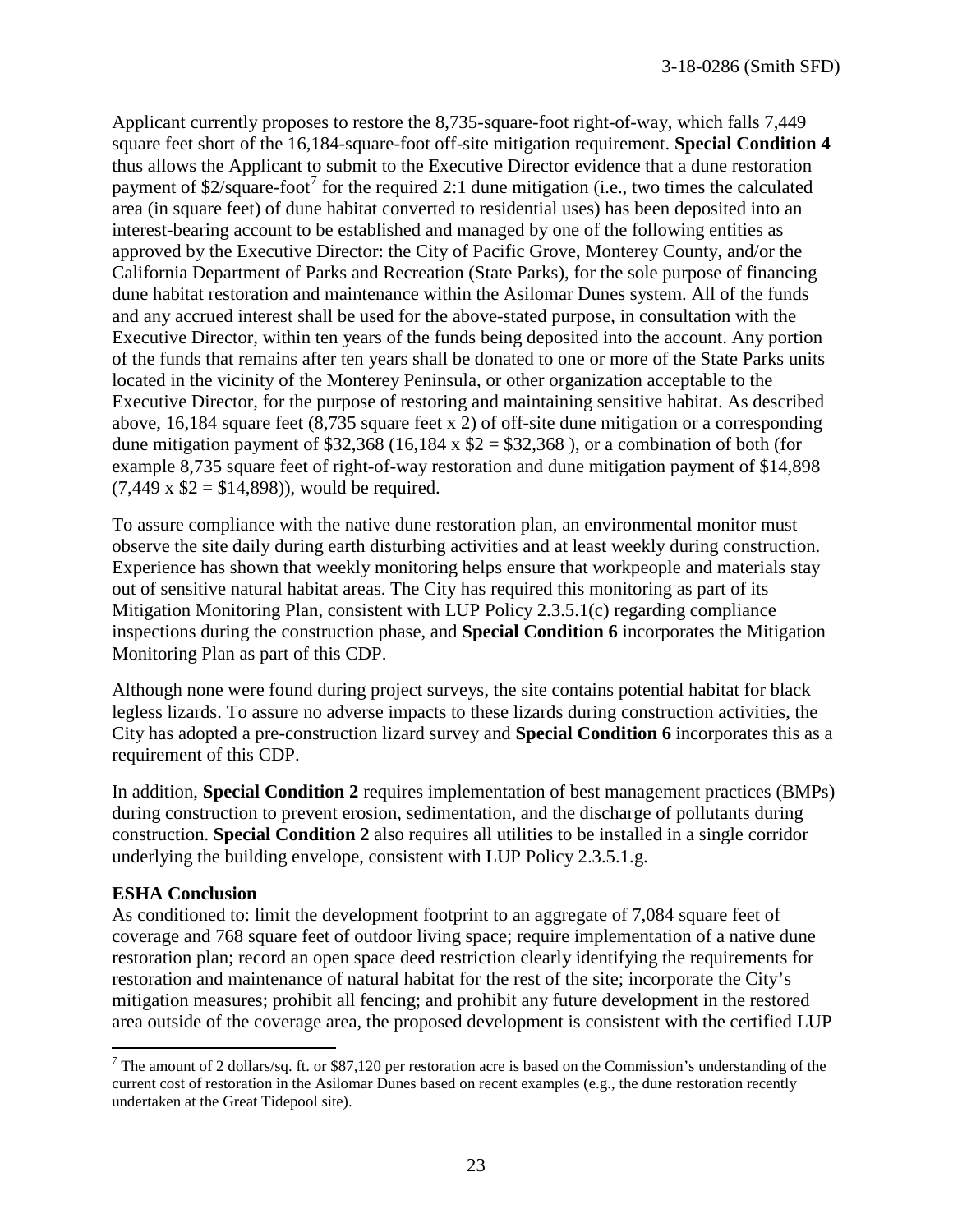Applicant currently proposes to restore the 8,735-square-foot right-of-way, which falls 7,449 square feet short of the 16,184-square-foot off-site mitigation requirement. **Special Condition 4** thus allows the Applicant to submit to the Executive Director evidence that a dune restoration payment of $2/square-foot[7] for the required 2:1 dune mitigation (i.e., two times the calculated area (in square feet) of dune habitat converted to residential uses) has been deposited into an interest-bearing account to be established and managed by one of the following entities as approved by the Executive Director: the City of Pacific Grove, Monterey County, and/or the California Department of Parks and Recreation (State Parks), for the sole purpose of financing dune habitat restoration and maintenance within the Asilomar Dunes system. All of the funds and any accrued interest shall be used for the above-stated purpose, in consultation with the Executive Director, within ten years of the funds being deposited into the account. Any portion of the funds that remains after ten years shall be donated to one or more of the State Parks units located in the vicinity of the Monterey Peninsula, or other organization acceptable to the Executive Director, for the purpose of restoring and maintaining sensitive habitat. As described above, 16,184 square feet (8,735 square feet x 2) of off-site dune mitigation or a corresponding dune mitigation payment of $32,368 (16,184 x $2 = $32,368 ), or a combination of both (for example 8,735 square feet of right-of-way restoration and dune mitigation payment of $14,898 (7,449 x $2 = $14,898)), would be required.

To assure compliance with the native dune restoration plan, an environmental monitor must observe the site daily during earth disturbing activities and at least weekly during construction. Experience has shown that weekly monitoring helps ensure that workpeople and materials stay out of sensitive natural habitat areas. The City has required this monitoring as part of its Mitigation Monitoring Plan, consistent with LUP Policy 2.3.5.1(c) regarding compliance inspections during the construction phase, and **Special Condition 6** incorporates the Mitigation Monitoring Plan as part of this CDP.

Although none were found during project surveys, the site contains potential habitat for black legless lizards. To assure no adverse impacts to these lizards during construction activities, the City has adopted a pre-construction lizard survey and **Special Condition 6** incorporates this as a requirement of this CDP.

In addition, **Special Condition 2** requires implementation of best management practices (BMPs) during construction to prevent erosion, sedimentation, and the discharge of pollutants during construction. **Special Condition 2** also requires all utilities to be installed in a single corridor underlying the building envelope, consistent with LUP Policy 2.3.5.1.g.

**ESHA Conclusion**

As conditioned to: limit the development footprint to an aggregate of 7,084 square feet of coverage and 768 square feet of outdoor living space; require implementation of a native dune restoration plan; record an open space deed restriction clearly identifying the requirements for restoration and maintenance of natural habitat for the rest of the site; incorporate the City's mitigation measures; prohibit all fencing; and prohibit any future development in the restored area outside of the coverage area, the proposed development is consistent with the certified LUP

[7] The amount of 2 dollars/sq. ft. or $87,120 per restoration acre is based on the Commission's understanding of the current cost of restoration in the Asilomar Dunes based on recent examples (e.g., the dune restoration recently undertaken at the Great Tidepool site).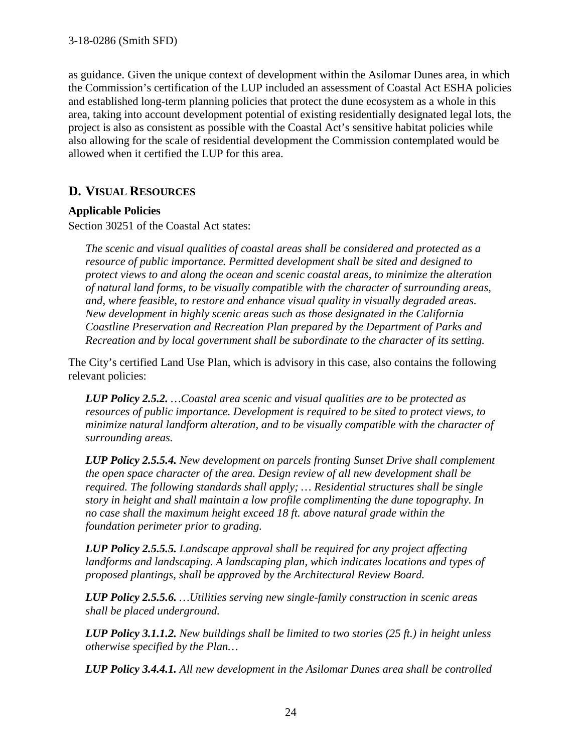as guidance. Given the unique context of development within the Asilomar Dunes area, in which the Commission's certification of the LUP included an assessment of Coastal Act ESHA policies and established long-term planning policies that protect the dune ecosystem as a whole in this area, taking into account development potential of existing residentially designated legal lots, the project is also as consistent as possible with the Coastal Act's sensitive habitat policies while also allowing for the scale of residential development the Commission contemplated would be allowed when it certified the LUP for this area.

## D. Visual Resources

**Applicable Policies**

Section 30251 of the Coastal Act states:

> *The scenic and visual qualities of coastal areas shall be considered and protected as a resource of public importance. Permitted development shall be sited and designed to protect views to and along the ocean and scenic coastal areas, to minimize the alteration of natural land forms, to be visually compatible with the character of surrounding areas, and, where feasible, to restore and enhance visual quality in visually degraded areas. New development in highly scenic areas such as those designated in the California Coastline Preservation and Recreation Plan prepared by the Department of Parks and Recreation and by local government shall be subordinate to the character of its setting.*

The City's certified Land Use Plan, which is advisory in this case, also contains the following relevant policies:

> ***LUP Policy 2.5.2.*** *…Coastal area scenic and visual qualities are to be protected as resources of public importance. Development is required to be sited to protect views, to minimize natural landform alteration, and to be visually compatible with the character of surrounding areas.*
>
> ***LUP Policy 2.5.5.4.*** *New development on parcels fronting Sunset Drive shall complement the open space character of the area. Design review of all new development shall be required. The following standards shall apply; … Residential structures shall be single story in height and shall maintain a low profile complimenting the dune topography. In no case shall the maximum height exceed 18 ft. above natural grade within the foundation perimeter prior to grading.*
>
> ***LUP Policy 2.5.5.5.*** *Landscape approval shall be required for any project affecting landforms and landscaping. A landscaping plan, which indicates locations and types of proposed plantings, shall be approved by the Architectural Review Board.*
>
> ***LUP Policy 2.5.5.6.*** *…Utilities serving new single-family construction in scenic areas shall be placed underground.*
>
> ***LUP Policy 3.1.1.2.*** *New buildings shall be limited to two stories (25 ft.) in height unless otherwise specified by the Plan…*
>
> ***LUP Policy 3.4.4.1.*** *All new development in the Asilomar Dunes area shall be controlled*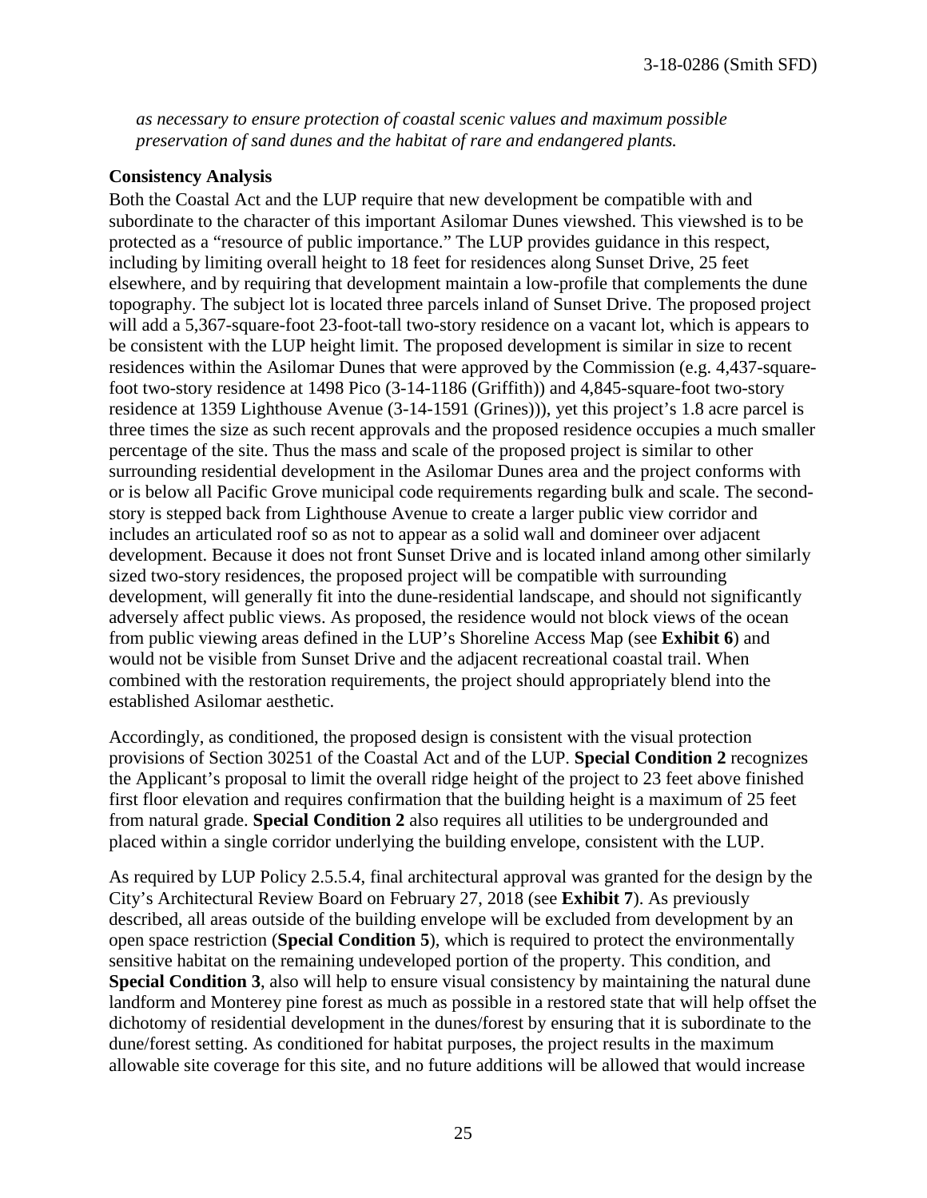*as necessary to ensure protection of coastal scenic values and maximum possible preservation of sand dunes and the habitat of rare and endangered plants.*

**Consistency Analysis**

Both the Coastal Act and the LUP require that new development be compatible with and subordinate to the character of this important Asilomar Dunes viewshed. This viewshed is to be protected as a "resource of public importance." The LUP provides guidance in this respect, including by limiting overall height to 18 feet for residences along Sunset Drive, 25 feet elsewhere, and by requiring that development maintain a low-profile that complements the dune topography. The subject lot is located three parcels inland of Sunset Drive. The proposed project will add a 5,367-square-foot 23-foot-tall two-story residence on a vacant lot, which is appears to be consistent with the LUP height limit. The proposed development is similar in size to recent residences within the Asilomar Dunes that were approved by the Commission (e.g. 4,437-square-foot two-story residence at 1498 Pico (3-14-1186 (Griffith)) and 4,845-square-foot two-story residence at 1359 Lighthouse Avenue (3-14-1591 (Grines))), yet this project's 1.8 acre parcel is three times the size as such recent approvals and the proposed residence occupies a much smaller percentage of the site. Thus the mass and scale of the proposed project is similar to other surrounding residential development in the Asilomar Dunes area and the project conforms with or is below all Pacific Grove municipal code requirements regarding bulk and scale. The second-story is stepped back from Lighthouse Avenue to create a larger public view corridor and includes an articulated roof so as not to appear as a solid wall and domineer over adjacent development. Because it does not front Sunset Drive and is located inland among other similarly sized two-story residences, the proposed project will be compatible with surrounding development, will generally fit into the dune-residential landscape, and should not significantly adversely affect public views. As proposed, the residence would not block views of the ocean from public viewing areas defined in the LUP's Shoreline Access Map (see **Exhibit 6**) and would not be visible from Sunset Drive and the adjacent recreational coastal trail. When combined with the restoration requirements, the project should appropriately blend into the established Asilomar aesthetic.

Accordingly, as conditioned, the proposed design is consistent with the visual protection provisions of Section 30251 of the Coastal Act and of the LUP. **Special Condition 2** recognizes the Applicant's proposal to limit the overall ridge height of the project to 23 feet above finished first floor elevation and requires confirmation that the building height is a maximum of 25 feet from natural grade. **Special Condition 2** also requires all utilities to be undergrounded and placed within a single corridor underlying the building envelope, consistent with the LUP.

As required by LUP Policy 2.5.5.4, final architectural approval was granted for the design by the City's Architectural Review Board on February 27, 2018 (see **Exhibit 7**). As previously described, all areas outside of the building envelope will be excluded from development by an open space restriction (**Special Condition 5**), which is required to protect the environmentally sensitive habitat on the remaining undeveloped portion of the property. This condition, and **Special Condition 3**, also will help to ensure visual consistency by maintaining the natural dune landform and Monterey pine forest as much as possible in a restored state that will help offset the dichotomy of residential development in the dunes/forest by ensuring that it is subordinate to the dune/forest setting. As conditioned for habitat purposes, the project results in the maximum allowable site coverage for this site, and no future additions will be allowed that would increase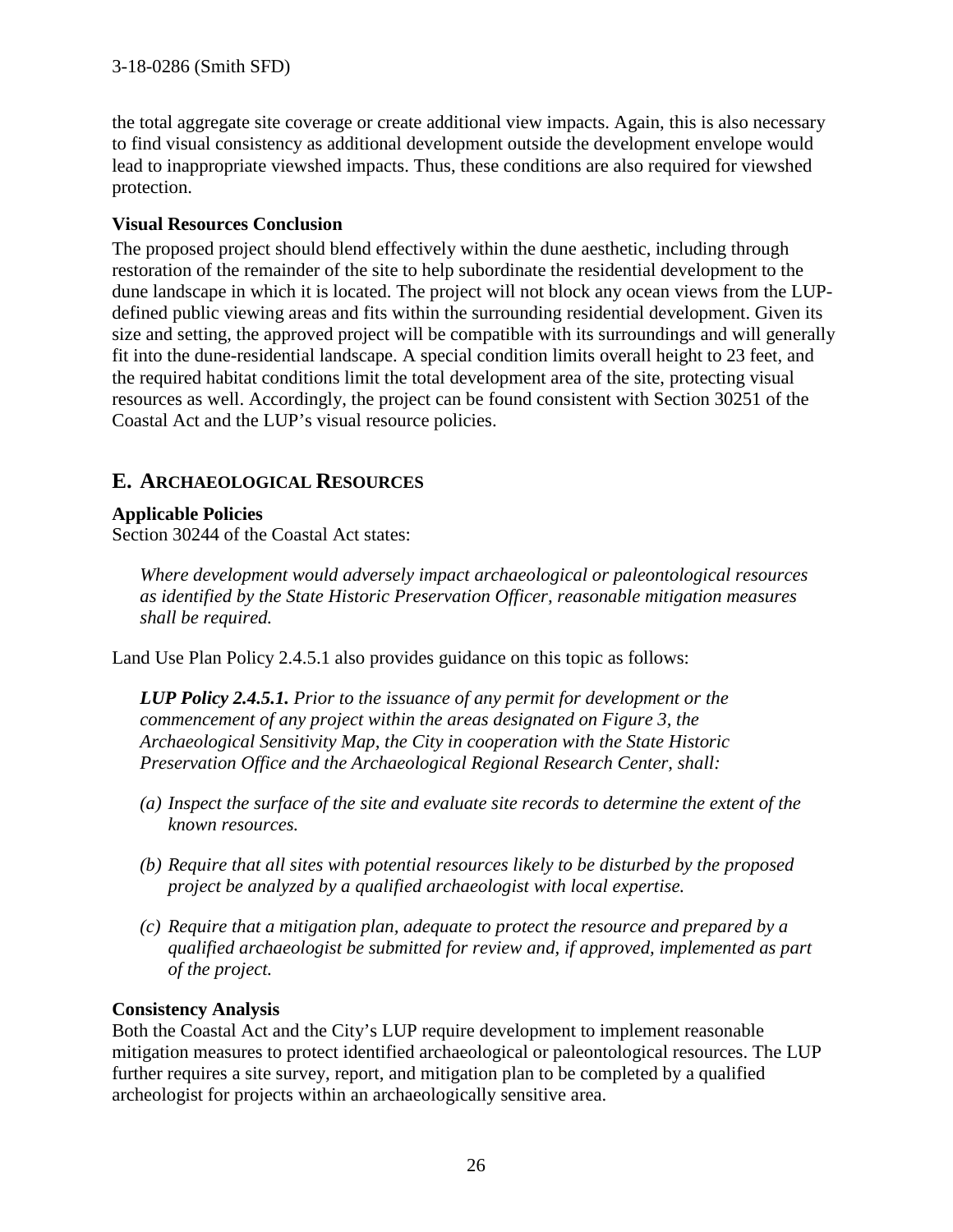the total aggregate site coverage or create additional view impacts. Again, this is also necessary to find visual consistency as additional development outside the development envelope would lead to inappropriate viewshed impacts. Thus, these conditions are also required for viewshed protection.

**Visual Resources Conclusion**

The proposed project should blend effectively within the dune aesthetic, including through restoration of the remainder of the site to help subordinate the residential development to the dune landscape in which it is located. The project will not block any ocean views from the LUP-defined public viewing areas and fits within the surrounding residential development. Given its size and setting, the approved project will be compatible with its surroundings and will generally fit into the dune-residential landscape. A special condition limits overall height to 23 feet, and the required habitat conditions limit the total development area of the site, protecting visual resources as well. Accordingly, the project can be found consistent with Section 30251 of the Coastal Act and the LUP's visual resource policies.

## E. ARCHAEOLOGICAL RESOURCES

**Applicable Policies**

Section 30244 of the Coastal Act states:

*Where development would adversely impact archaeological or paleontological resources as identified by the State Historic Preservation Officer, reasonable mitigation measures shall be required.*

Land Use Plan Policy 2.4.5.1 also provides guidance on this topic as follows:

***LUP Policy 2.4.5.1.*** *Prior to the issuance of any permit for development or the commencement of any project within the areas designated on Figure 3, the Archaeological Sensitivity Map, the City in cooperation with the State Historic Preservation Office and the Archaeological Regional Research Center, shall:*

*(a) Inspect the surface of the site and evaluate site records to determine the extent of the known resources.*

*(b) Require that all sites with potential resources likely to be disturbed by the proposed project be analyzed by a qualified archaeologist with local expertise.*

*(c) Require that a mitigation plan, adequate to protect the resource and prepared by a qualified archaeologist be submitted for review and, if approved, implemented as part of the project.*

**Consistency Analysis**

Both the Coastal Act and the City's LUP require development to implement reasonable mitigation measures to protect identified archaeological or paleontological resources. The LUP further requires a site survey, report, and mitigation plan to be completed by a qualified archeologist for projects within an archaeologically sensitive area.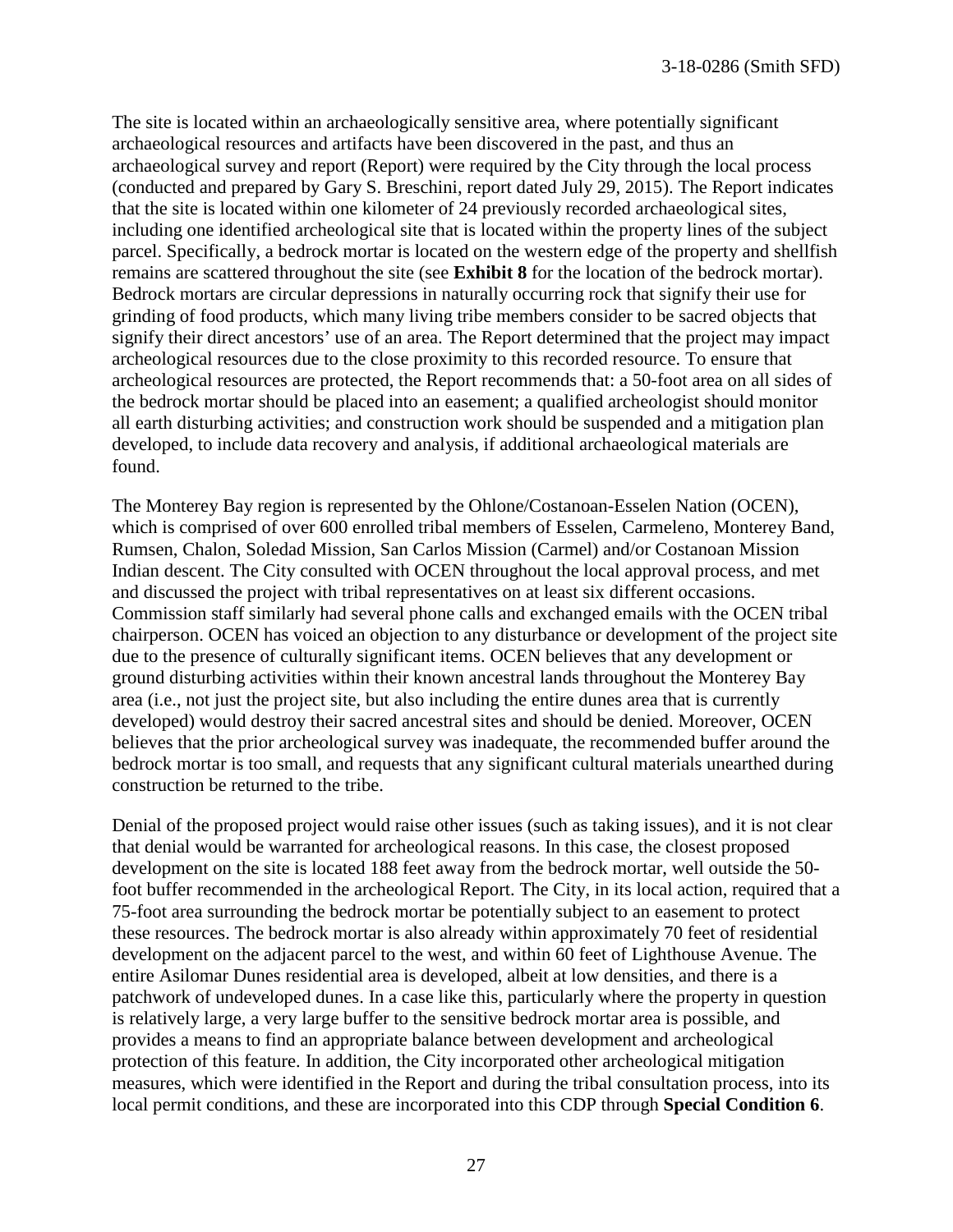The site is located within an archaeologically sensitive area, where potentially significant archaeological resources and artifacts have been discovered in the past, and thus an archaeological survey and report (Report) were required by the City through the local process (conducted and prepared by Gary S. Breschini, report dated July 29, 2015). The Report indicates that the site is located within one kilometer of 24 previously recorded archaeological sites, including one identified archeological site that is located within the property lines of the subject parcel. Specifically, a bedrock mortar is located on the western edge of the property and shellfish remains are scattered throughout the site (see **Exhibit 8** for the location of the bedrock mortar). Bedrock mortars are circular depressions in naturally occurring rock that signify their use for grinding of food products, which many living tribe members consider to be sacred objects that signify their direct ancestors' use of an area. The Report determined that the project may impact archeological resources due to the close proximity to this recorded resource. To ensure that archeological resources are protected, the Report recommends that: a 50-foot area on all sides of the bedrock mortar should be placed into an easement; a qualified archeologist should monitor all earth disturbing activities; and construction work should be suspended and a mitigation plan developed, to include data recovery and analysis, if additional archaeological materials are found.

The Monterey Bay region is represented by the Ohlone/Costanoan-Esselen Nation (OCEN), which is comprised of over 600 enrolled tribal members of Esselen, Carmeleno, Monterey Band, Rumsen, Chalon, Soledad Mission, San Carlos Mission (Carmel) and/or Costanoan Mission Indian descent. The City consulted with OCEN throughout the local approval process, and met and discussed the project with tribal representatives on at least six different occasions. Commission staff similarly had several phone calls and exchanged emails with the OCEN tribal chairperson. OCEN has voiced an objection to any disturbance or development of the project site due to the presence of culturally significant items. OCEN believes that any development or ground disturbing activities within their known ancestral lands throughout the Monterey Bay area (i.e., not just the project site, but also including the entire dunes area that is currently developed) would destroy their sacred ancestral sites and should be denied. Moreover, OCEN believes that the prior archeological survey was inadequate, the recommended buffer around the bedrock mortar is too small, and requests that any significant cultural materials unearthed during construction be returned to the tribe.

Denial of the proposed project would raise other issues (such as taking issues), and it is not clear that denial would be warranted for archeological reasons. In this case, the closest proposed development on the site is located 188 feet away from the bedrock mortar, well outside the 50-foot buffer recommended in the archeological Report. The City, in its local action, required that a 75-foot area surrounding the bedrock mortar be potentially subject to an easement to protect these resources. The bedrock mortar is also already within approximately 70 feet of residential development on the adjacent parcel to the west, and within 60 feet of Lighthouse Avenue. The entire Asilomar Dunes residential area is developed, albeit at low densities, and there is a patchwork of undeveloped dunes. In a case like this, particularly where the property in question is relatively large, a very large buffer to the sensitive bedrock mortar area is possible, and provides a means to find an appropriate balance between development and archeological protection of this feature. In addition, the City incorporated other archeological mitigation measures, which were identified in the Report and during the tribal consultation process, into its local permit conditions, and these are incorporated into this CDP through **Special Condition 6**.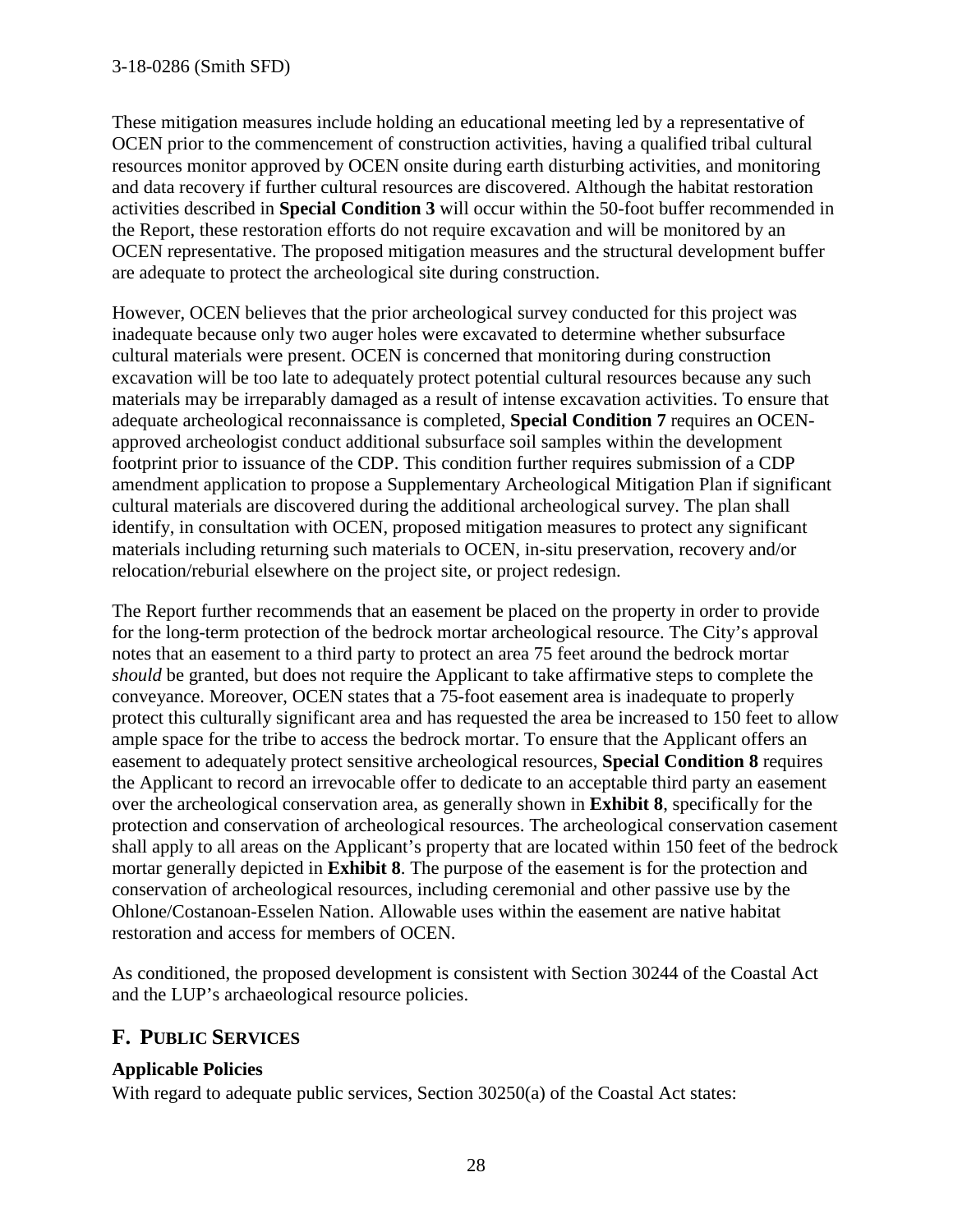These mitigation measures include holding an educational meeting led by a representative of OCEN prior to the commencement of construction activities, having a qualified tribal cultural resources monitor approved by OCEN onsite during earth disturbing activities, and monitoring and data recovery if further cultural resources are discovered. Although the habitat restoration activities described in **Special Condition 3** will occur within the 50-foot buffer recommended in the Report, these restoration efforts do not require excavation and will be monitored by an OCEN representative. The proposed mitigation measures and the structural development buffer are adequate to protect the archeological site during construction.

However, OCEN believes that the prior archeological survey conducted for this project was inadequate because only two auger holes were excavated to determine whether subsurface cultural materials were present. OCEN is concerned that monitoring during construction excavation will be too late to adequately protect potential cultural resources because any such materials may be irreparably damaged as a result of intense excavation activities. To ensure that adequate archeological reconnaissance is completed, **Special Condition 7** requires an OCEN-approved archeologist conduct additional subsurface soil samples within the development footprint prior to issuance of the CDP. This condition further requires submission of a CDP amendment application to propose a Supplementary Archeological Mitigation Plan if significant cultural materials are discovered during the additional archeological survey. The plan shall identify, in consultation with OCEN, proposed mitigation measures to protect any significant materials including returning such materials to OCEN, in-situ preservation, recovery and/or relocation/reburial elsewhere on the project site, or project redesign.

The Report further recommends that an easement be placed on the property in order to provide for the long-term protection of the bedrock mortar archeological resource. The City's approval notes that an easement to a third party to protect an area 75 feet around the bedrock mortar *should* be granted, but does not require the Applicant to take affirmative steps to complete the conveyance. Moreover, OCEN states that a 75-foot easement area is inadequate to properly protect this culturally significant area and has requested the area be increased to 150 feet to allow ample space for the tribe to access the bedrock mortar. To ensure that the Applicant offers an easement to adequately protect sensitive archeological resources, **Special Condition 8** requires the Applicant to record an irrevocable offer to dedicate to an acceptable third party an easement over the archeological conservation area, as generally shown in **Exhibit 8**, specifically for the protection and conservation of archeological resources. The archeological conservation casement shall apply to all areas on the Applicant's property that are located within 150 feet of the bedrock mortar generally depicted in **Exhibit 8**. The purpose of the easement is for the protection and conservation of archeological resources, including ceremonial and other passive use by the Ohlone/Costanoan-Esselen Nation. Allowable uses within the easement are native habitat restoration and access for members of OCEN.

As conditioned, the proposed development is consistent with Section 30244 of the Coastal Act and the LUP's archaeological resource policies.

## F. Public Services

**Applicable Policies**

With regard to adequate public services, Section 30250(a) of the Coastal Act states: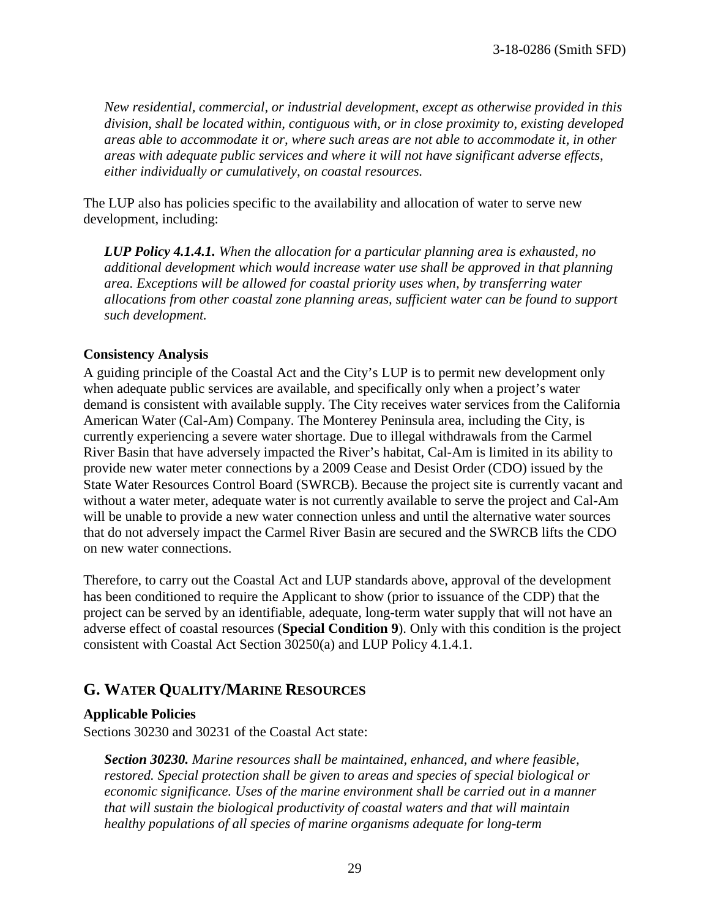*New residential, commercial, or industrial development, except as otherwise provided in this division, shall be located within, contiguous with, or in close proximity to, existing developed areas able to accommodate it or, where such areas are not able to accommodate it, in other areas with adequate public services and where it will not have significant adverse effects, either individually or cumulatively, on coastal resources.*

The LUP also has policies specific to the availability and allocation of water to serve new development, including:

***LUP Policy 4.1.4.1.*** *When the allocation for a particular planning area is exhausted, no additional development which would increase water use shall be approved in that planning area. Exceptions will be allowed for coastal priority uses when, by transferring water allocations from other coastal zone planning areas, sufficient water can be found to support such development.*

**Consistency Analysis**

A guiding principle of the Coastal Act and the City's LUP is to permit new development only when adequate public services are available, and specifically only when a project's water demand is consistent with available supply. The City receives water services from the California American Water (Cal-Am) Company. The Monterey Peninsula area, including the City, is currently experiencing a severe water shortage. Due to illegal withdrawals from the Carmel River Basin that have adversely impacted the River's habitat, Cal-Am is limited in its ability to provide new water meter connections by a 2009 Cease and Desist Order (CDO) issued by the State Water Resources Control Board (SWRCB). Because the project site is currently vacant and without a water meter, adequate water is not currently available to serve the project and Cal-Am will be unable to provide a new water connection unless and until the alternative water sources that do not adversely impact the Carmel River Basin are secured and the SWRCB lifts the CDO on new water connections.

Therefore, to carry out the Coastal Act and LUP standards above, approval of the development has been conditioned to require the Applicant to show (prior to issuance of the CDP) that the project can be served by an identifiable, adequate, long-term water supply that will not have an adverse effect of coastal resources (**Special Condition 9**). Only with this condition is the project consistent with Coastal Act Section 30250(a) and LUP Policy 4.1.4.1.

## G. Water Quality/Marine Resources

**Applicable Policies**

Sections 30230 and 30231 of the Coastal Act state:

***Section 30230.*** *Marine resources shall be maintained, enhanced, and where feasible, restored. Special protection shall be given to areas and species of special biological or economic significance. Uses of the marine environment shall be carried out in a manner that will sustain the biological productivity of coastal waters and that will maintain healthy populations of all species of marine organisms adequate for long-term*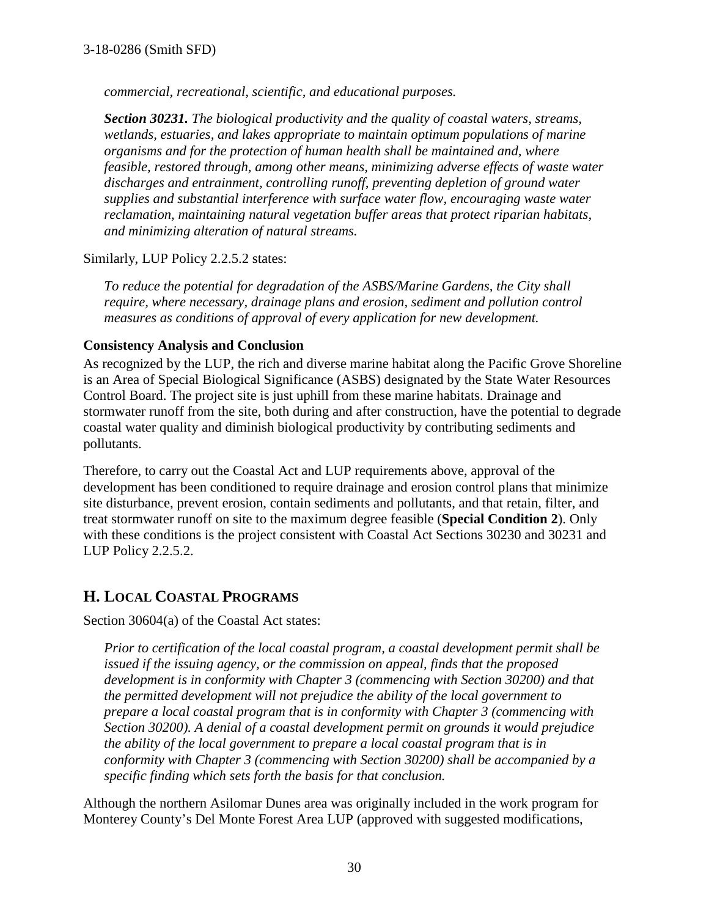*commercial, recreational, scientific, and educational purposes.*

***Section 30231.*** *The biological productivity and the quality of coastal waters, streams, wetlands, estuaries, and lakes appropriate to maintain optimum populations of marine organisms and for the protection of human health shall be maintained and, where feasible, restored through, among other means, minimizing adverse effects of waste water discharges and entrainment, controlling runoff, preventing depletion of ground water supplies and substantial interference with surface water flow, encouraging waste water reclamation, maintaining natural vegetation buffer areas that protect riparian habitats, and minimizing alteration of natural streams.*

Similarly, LUP Policy 2.2.5.2 states:

*To reduce the potential for degradation of the ASBS/Marine Gardens, the City shall require, where necessary, drainage plans and erosion, sediment and pollution control measures as conditions of approval of every application for new development.*

**Consistency Analysis and Conclusion**

As recognized by the LUP, the rich and diverse marine habitat along the Pacific Grove Shoreline is an Area of Special Biological Significance (ASBS) designated by the State Water Resources Control Board. The project site is just uphill from these marine habitats. Drainage and stormwater runoff from the site, both during and after construction, have the potential to degrade coastal water quality and diminish biological productivity by contributing sediments and pollutants.

Therefore, to carry out the Coastal Act and LUP requirements above, approval of the development has been conditioned to require drainage and erosion control plans that minimize site disturbance, prevent erosion, contain sediments and pollutants, and that retain, filter, and treat stormwater runoff on site to the maximum degree feasible (**Special Condition 2**). Only with these conditions is the project consistent with Coastal Act Sections 30230 and 30231 and LUP Policy 2.2.5.2.

## H. Local Coastal Programs

Section 30604(a) of the Coastal Act states:

*Prior to certification of the local coastal program, a coastal development permit shall be issued if the issuing agency, or the commission on appeal, finds that the proposed development is in conformity with Chapter 3 (commencing with Section 30200) and that the permitted development will not prejudice the ability of the local government to prepare a local coastal program that is in conformity with Chapter 3 (commencing with Section 30200). A denial of a coastal development permit on grounds it would prejudice the ability of the local government to prepare a local coastal program that is in conformity with Chapter 3 (commencing with Section 30200) shall be accompanied by a specific finding which sets forth the basis for that conclusion.*

Although the northern Asilomar Dunes area was originally included in the work program for Monterey County's Del Monte Forest Area LUP (approved with suggested modifications,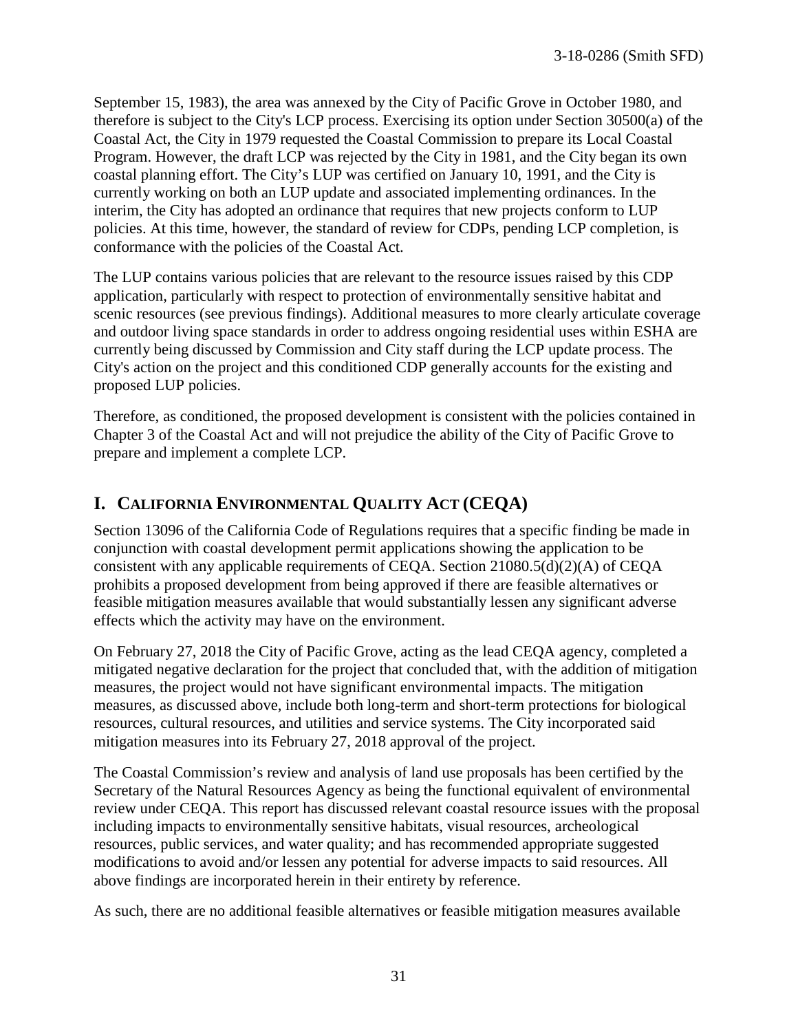September 15, 1983), the area was annexed by the City of Pacific Grove in October 1980, and therefore is subject to the City's LCP process. Exercising its option under Section 30500(a) of the Coastal Act, the City in 1979 requested the Coastal Commission to prepare its Local Coastal Program. However, the draft LCP was rejected by the City in 1981, and the City began its own coastal planning effort. The City's LUP was certified on January 10, 1991, and the City is currently working on both an LUP update and associated implementing ordinances. In the interim, the City has adopted an ordinance that requires that new projects conform to LUP policies. At this time, however, the standard of review for CDPs, pending LCP completion, is conformance with the policies of the Coastal Act.

The LUP contains various policies that are relevant to the resource issues raised by this CDP application, particularly with respect to protection of environmentally sensitive habitat and scenic resources (see previous findings). Additional measures to more clearly articulate coverage and outdoor living space standards in order to address ongoing residential uses within ESHA are currently being discussed by Commission and City staff during the LCP update process. The City's action on the project and this conditioned CDP generally accounts for the existing and proposed LUP policies.

Therefore, as conditioned, the proposed development is consistent with the policies contained in Chapter 3 of the Coastal Act and will not prejudice the ability of the City of Pacific Grove to prepare and implement a complete LCP.

## I. California Environmental Quality Act (CEQA)

Section 13096 of the California Code of Regulations requires that a specific finding be made in conjunction with coastal development permit applications showing the application to be consistent with any applicable requirements of CEQA. Section 21080.5(d)(2)(A) of CEQA prohibits a proposed development from being approved if there are feasible alternatives or feasible mitigation measures available that would substantially lessen any significant adverse effects which the activity may have on the environment.

On February 27, 2018 the City of Pacific Grove, acting as the lead CEQA agency, completed a mitigated negative declaration for the project that concluded that, with the addition of mitigation measures, the project would not have significant environmental impacts. The mitigation measures, as discussed above, include both long-term and short-term protections for biological resources, cultural resources, and utilities and service systems. The City incorporated said mitigation measures into its February 27, 2018 approval of the project.

The Coastal Commission's review and analysis of land use proposals has been certified by the Secretary of the Natural Resources Agency as being the functional equivalent of environmental review under CEQA. This report has discussed relevant coastal resource issues with the proposal including impacts to environmentally sensitive habitats, visual resources, archeological resources, public services, and water quality; and has recommended appropriate suggested modifications to avoid and/or lessen any potential for adverse impacts to said resources. All above findings are incorporated herein in their entirety by reference.

As such, there are no additional feasible alternatives or feasible mitigation measures available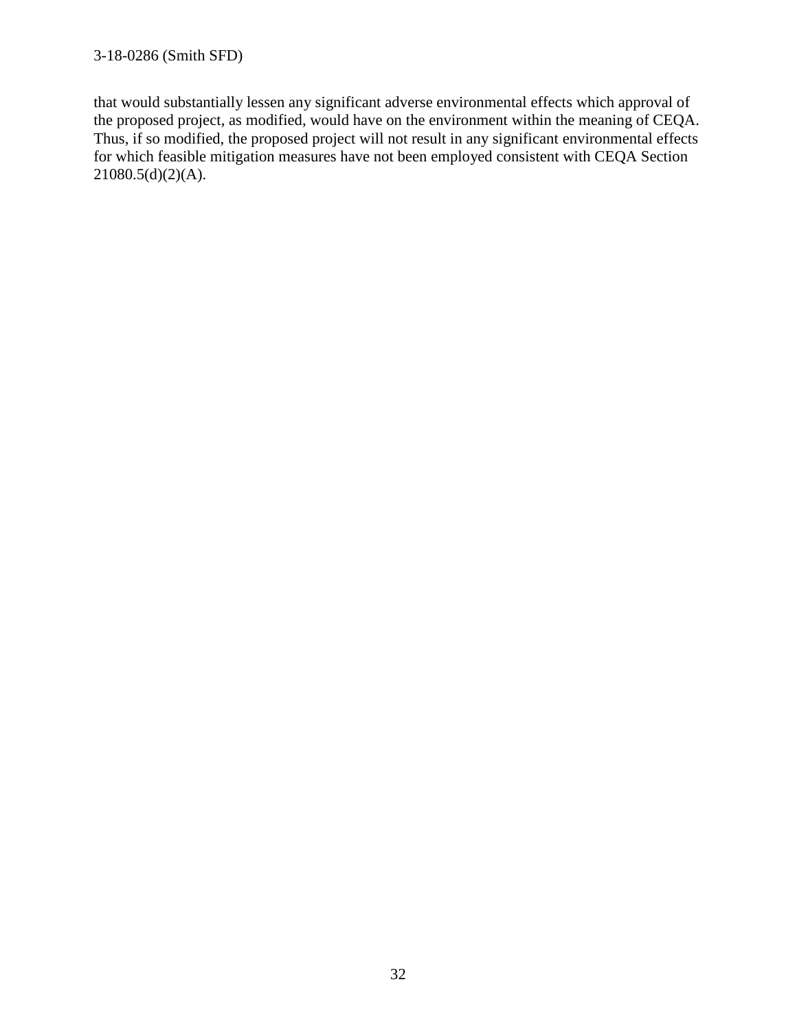that would substantially lessen any significant adverse environmental effects which approval of the proposed project, as modified, would have on the environment within the meaning of CEQA. Thus, if so modified, the proposed project will not result in any significant environmental effects for which feasible mitigation measures have not been employed consistent with CEQA Section 21080.5(d)(2)(A).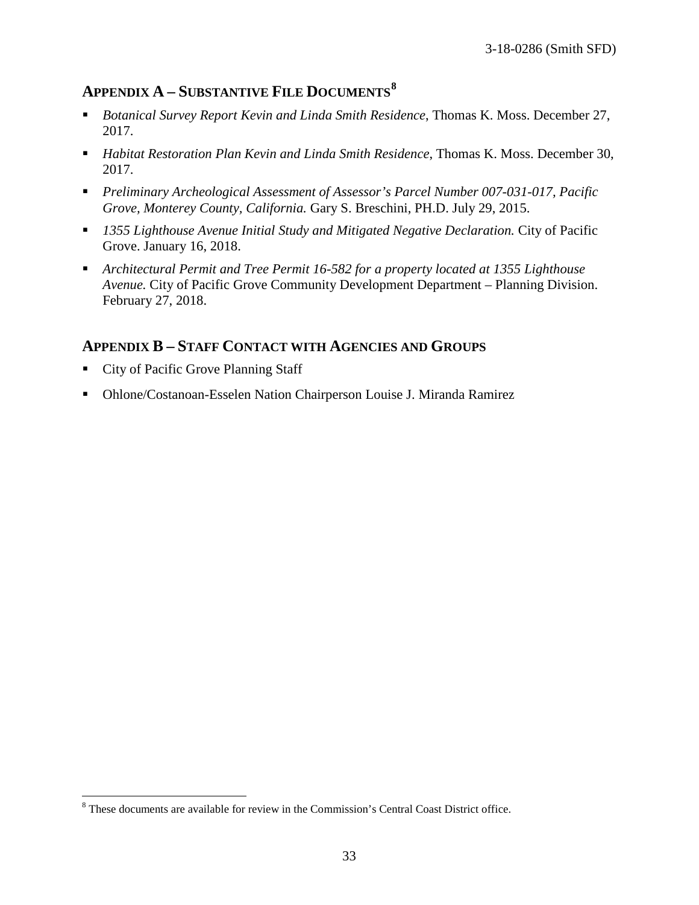## Appendix A – Substantive File Documents[8]

- *Botanical Survey Report Kevin and Linda Smith Residence*, Thomas K. Moss. December 27, 2017.
- *Habitat Restoration Plan Kevin and Linda Smith Residence*, Thomas K. Moss. December 30, 2017.
- *Preliminary Archeological Assessment of Assessor's Parcel Number 007-031-017, Pacific Grove, Monterey County, California.* Gary S. Breschini, PH.D. July 29, 2015.
- *1355 Lighthouse Avenue Initial Study and Mitigated Negative Declaration.* City of Pacific Grove. January 16, 2018.
- *Architectural Permit and Tree Permit 16-582 for a property located at 1355 Lighthouse Avenue.* City of Pacific Grove Community Development Department – Planning Division. February 27, 2018.

## Appendix B – Staff Contact with Agencies and Groups

- City of Pacific Grove Planning Staff
- Ohlone/Costanoan-Esselen Nation Chairperson Louise J. Miranda Ramirez

---

[8] These documents are available for review in the Commission's Central Coast District office.